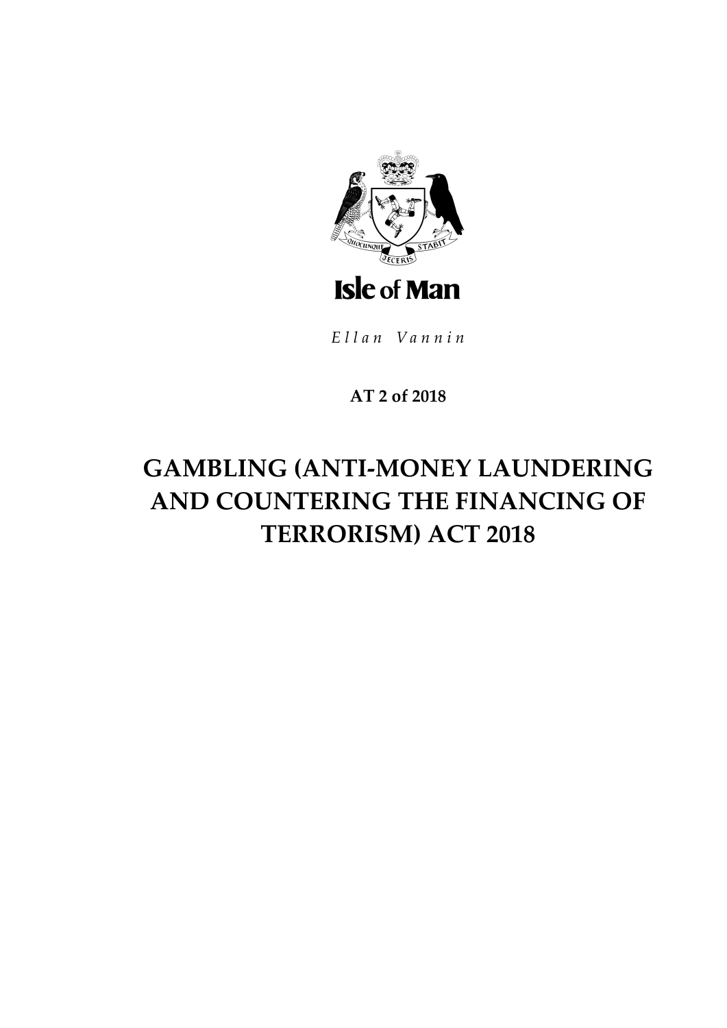Isle of Man

*Ellan Vannin*

**AT 2 of 2018**

# GAMBLING (ANTI-MONEY LAUNDERING AND COUNTERING THE FINANCING OF TERRORISM) ACT 2018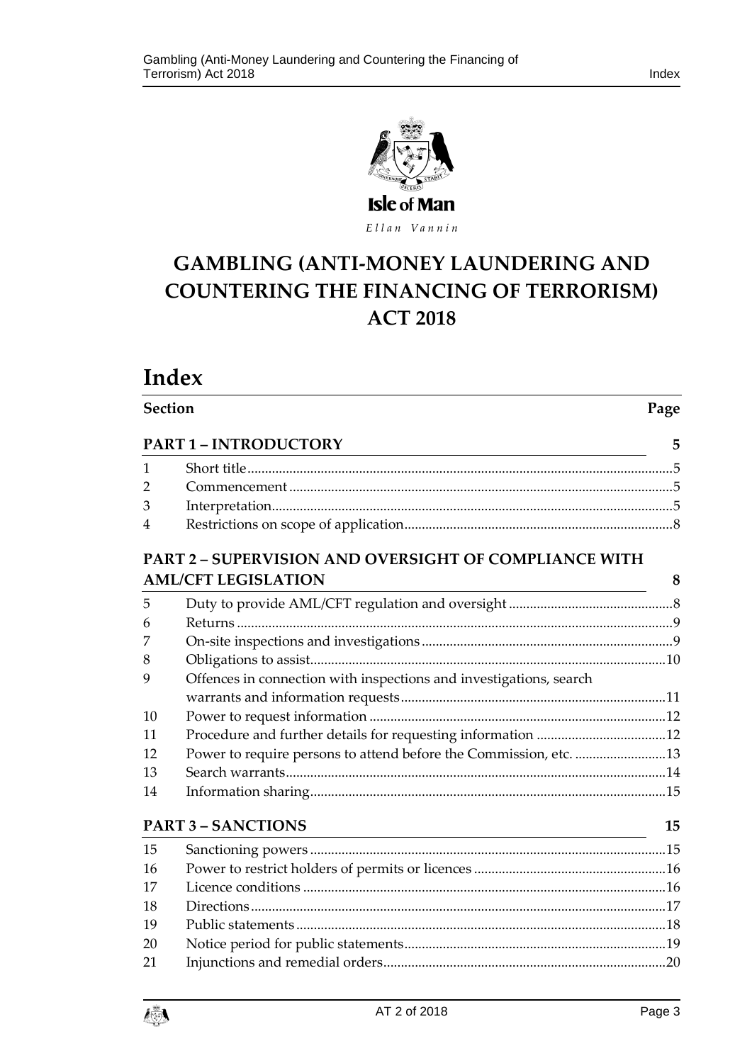Isle of Man

*Ellan Vannin*

# GAMBLING (ANTI-MONEY LAUNDERING AND COUNTERING THE FINANCING OF TERRORISM) ACT 2018

# Index

| Section | | Page |
|---|---|---|
| **PART 1 – INTRODUCTORY** | | **5** |
| 1 | Short title | 5 |
| 2 | Commencement | 5 |
| 3 | Interpretation | 5 |
| 4 | Restrictions on scope of application | 8 |
| **PART 2 – SUPERVISION AND OVERSIGHT OF COMPLIANCE WITH AML/CFT LEGISLATION** | | **8** |
| 5 | Duty to provide AML/CFT regulation and oversight | 8 |
| 6 | Returns | 9 |
| 7 | On-site inspections and investigations | 9 |
| 8 | Obligations to assist | 10 |
| 9 | Offences in connection with inspections and investigations, search warrants and information requests | 11 |
| 10 | Power to request information | 12 |
| 11 | Procedure and further details for requesting information | 12 |
| 12 | Power to require persons to attend before the Commission, etc. | 13 |
| 13 | Search warrants | 14 |
| 14 | Information sharing | 15 |
| **PART 3 – SANCTIONS** | | **15** |
| 15 | Sanctioning powers | 15 |
| 16 | Power to restrict holders of permits or licences | 16 |
| 17 | Licence conditions | 16 |
| 18 | Directions | 17 |
| 19 | Public statements | 18 |
| 20 | Notice period for public statements | 19 |
| 21 | Injunctions and remedial orders | 20 |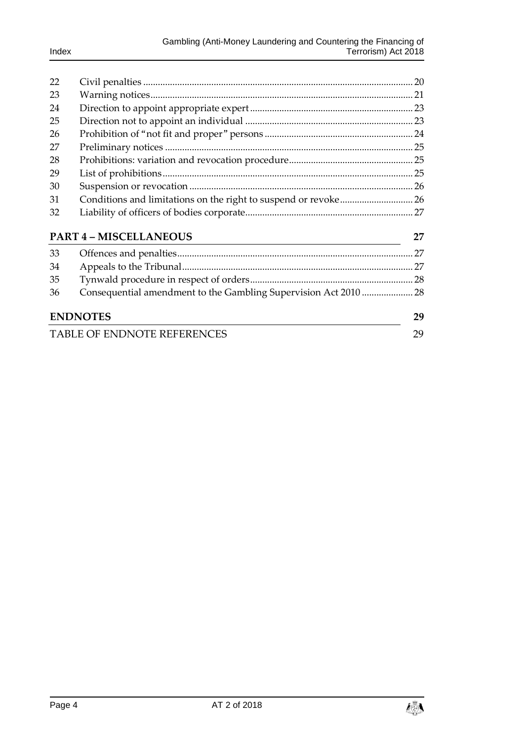| | | |
|---|---|---|
| 22 | Civil penalties | 20 |
| 23 | Warning notices | 21 |
| 24 | Direction to appoint appropriate expert | 23 |
| 25 | Direction not to appoint an individual | 23 |
| 26 | Prohibition of "not fit and proper" persons | 24 |
| 27 | Preliminary notices | 25 |
| 28 | Prohibitions: variation and revocation procedure | 25 |
| 29 | List of prohibitions | 25 |
| 30 | Suspension or revocation | 26 |
| 31 | Conditions and limitations on the right to suspend or revoke | 26 |
| 32 | Liability of officers of bodies corporate | 27 |

**PART 4 – MISCELLANEOUS** 27

| | | |
|---|---|---|
| 33 | Offences and penalties | 27 |
| 34 | Appeals to the Tribunal | 27 |
| 35 | Tynwald procedure in respect of orders | 28 |
| 36 | Consequential amendment to the Gambling Supervision Act 2010 | 28 |

**ENDNOTES** 29

TABLE OF ENDNOTE REFERENCES 29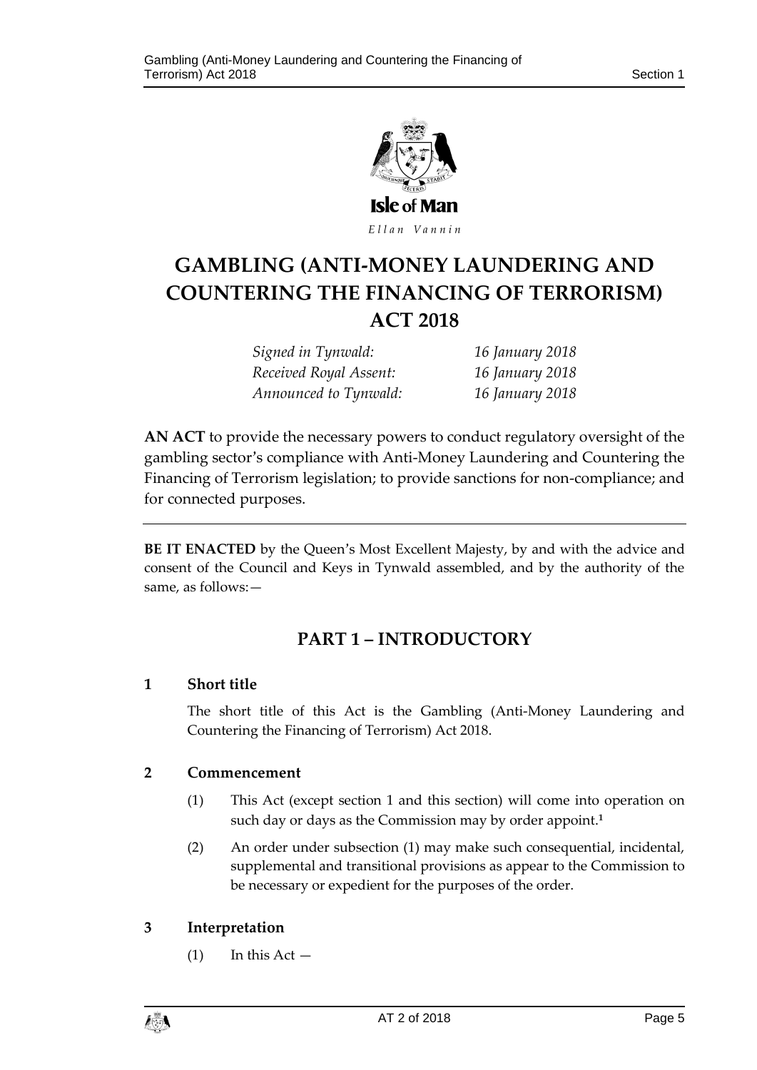Isle of Man

*Ellan Vannin*

# GAMBLING (ANTI-MONEY LAUNDERING AND COUNTERING THE FINANCING OF TERRORISM) ACT 2018

| | |
|---|---|
| *Signed in Tynwald:* | *16 January 2018* |
| *Received Royal Assent:* | *16 January 2018* |
| *Announced to Tynwald:* | *16 January 2018* |

**AN ACT** to provide the necessary powers to conduct regulatory oversight of the gambling sector's compliance with Anti-Money Laundering and Countering the Financing of Terrorism legislation; to provide sanctions for non-compliance; and for connected purposes.

---

**BE IT ENACTED** by the Queen's Most Excellent Majesty, by and with the advice and consent of the Council and Keys in Tynwald assembled, and by the authority of the same, as follows:—

## PART 1 – INTRODUCTORY

### 1 Short title

The short title of this Act is the Gambling (Anti-Money Laundering and Countering the Financing of Terrorism) Act 2018.

### 2 Commencement

(1) This Act (except section 1 and this section) will come into operation on such day or days as the Commission may by order appoint.[1]

(2) An order under subsection (1) may make such consequential, incidental, supplemental and transitional provisions as appear to the Commission to be necessary or expedient for the purposes of the order.

### 3 Interpretation

(1) In this Act —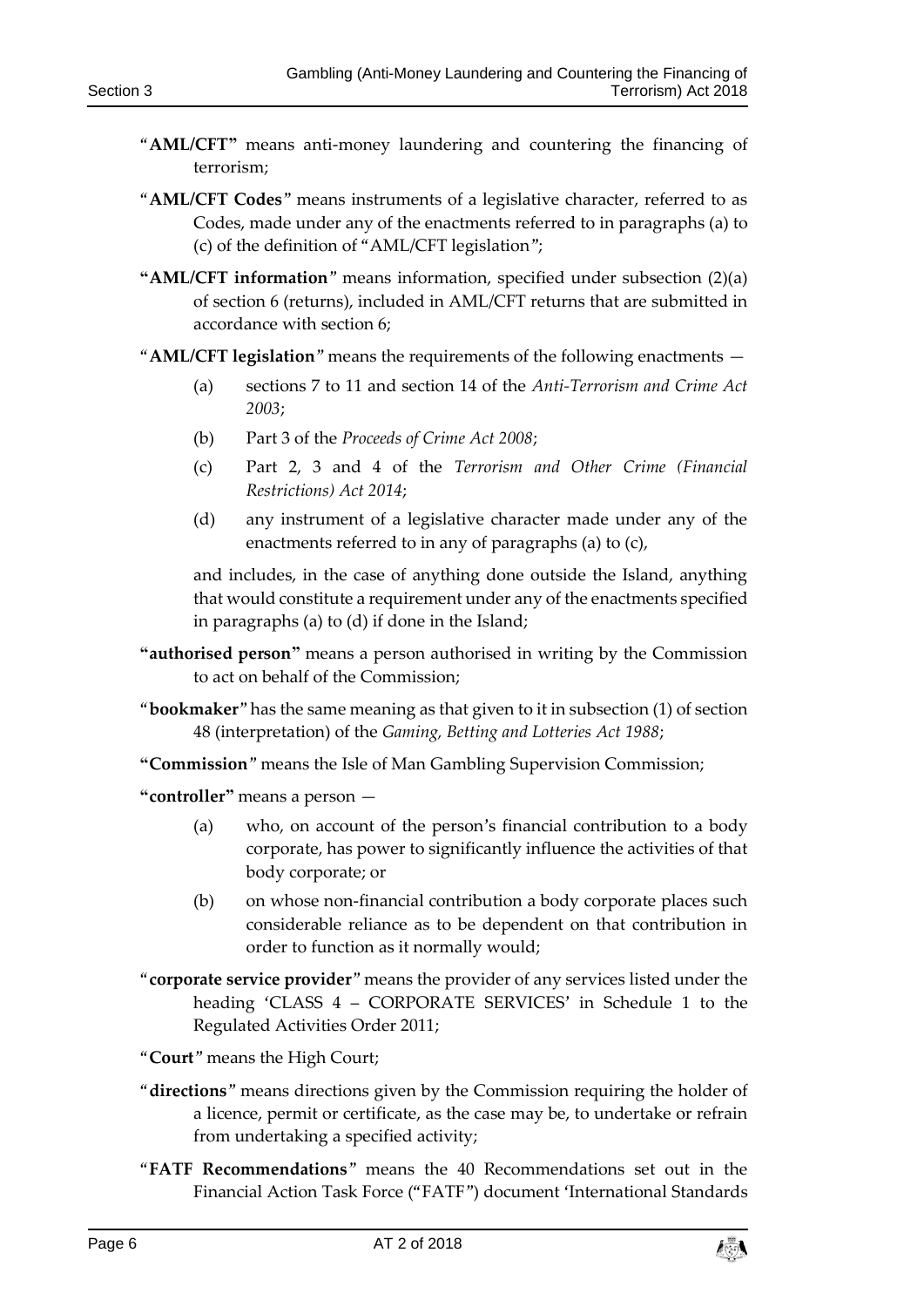"**AML/CFT**" means anti-money laundering and countering the financing of terrorism;

"**AML/CFT Codes**" means instruments of a legislative character, referred to as Codes, made under any of the enactments referred to in paragraphs (a) to (c) of the definition of "AML/CFT legislation";

"**AML/CFT information**" means information, specified under subsection (2)(a) of section 6 (returns), included in AML/CFT returns that are submitted in accordance with section 6;

"**AML/CFT legislation**" means the requirements of the following enactments —

(a) sections 7 to 11 and section 14 of the *Anti-Terrorism and Crime Act 2003*;

(b) Part 3 of the *Proceeds of Crime Act 2008*;

(c) Part 2, 3 and 4 of the *Terrorism and Other Crime (Financial Restrictions) Act 2014*;

(d) any instrument of a legislative character made under any of the enactments referred to in any of paragraphs (a) to (c),

and includes, in the case of anything done outside the Island, anything that would constitute a requirement under any of the enactments specified in paragraphs (a) to (d) if done in the Island;

"**authorised person**" means a person authorised in writing by the Commission to act on behalf of the Commission;

"**bookmaker**" has the same meaning as that given to it in subsection (1) of section 48 (interpretation) of the *Gaming, Betting and Lotteries Act 1988*;

"**Commission**" means the Isle of Man Gambling Supervision Commission;

"**controller**" means a person —

(a) who, on account of the person's financial contribution to a body corporate, has power to significantly influence the activities of that body corporate; or

(b) on whose non-financial contribution a body corporate places such considerable reliance as to be dependent on that contribution in order to function as it normally would;

"**corporate service provider**" means the provider of any services listed under the heading 'CLASS 4 – CORPORATE SERVICES' in Schedule 1 to the Regulated Activities Order 2011;

"**Court**" means the High Court;

"**directions**" means directions given by the Commission requiring the holder of a licence, permit or certificate, as the case may be, to undertake or refrain from undertaking a specified activity;

"**FATF Recommendations**" means the 40 Recommendations set out in the Financial Action Task Force ("FATF") document 'International Standards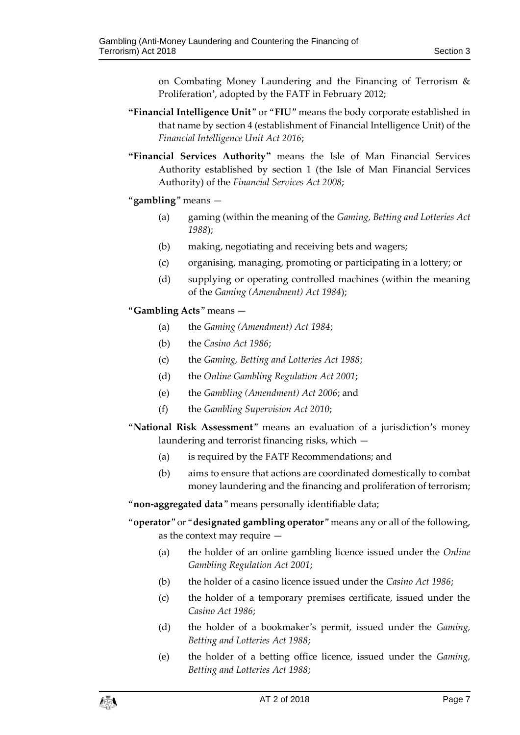on Combating Money Laundering and the Financing of Terrorism & Proliferation', adopted by the FATF in February 2012;

**"Financial Intelligence Unit"** or **"FIU"** means the body corporate established in that name by section 4 (establishment of Financial Intelligence Unit) of the *Financial Intelligence Unit Act 2016*;

**"Financial Services Authority"** means the Isle of Man Financial Services Authority established by section 1 (the Isle of Man Financial Services Authority) of the *Financial Services Act 2008*;

"**gambling**" means —

(a) gaming (within the meaning of the *Gaming, Betting and Lotteries Act 1988*);

(b) making, negotiating and receiving bets and wagers;

(c) organising, managing, promoting or participating in a lottery; or

(d) supplying or operating controlled machines (within the meaning of the *Gaming (Amendment) Act 1984*);

"**Gambling Acts**" means —

(a) the *Gaming (Amendment) Act 1984*;

(b) the *Casino Act 1986*;

(c) the *Gaming, Betting and Lotteries Act 1988*;

(d) the *Online Gambling Regulation Act 2001*;

(e) the *Gambling (Amendment) Act 2006*; and

(f) the *Gambling Supervision Act 2010*;

"**National Risk Assessment**" means an evaluation of a jurisdiction's money laundering and terrorist financing risks, which —

(a) is required by the FATF Recommendations; and

(b) aims to ensure that actions are coordinated domestically to combat money laundering and the financing and proliferation of terrorism;

"**non-aggregated data**" means personally identifiable data;

"**operator**" or "**designated gambling operator**" means any or all of the following, as the context may require —

(a) the holder of an online gambling licence issued under the *Online Gambling Regulation Act 2001*;

(b) the holder of a casino licence issued under the *Casino Act 1986*;

(c) the holder of a temporary premises certificate, issued under the *Casino Act 1986*;

(d) the holder of a bookmaker's permit, issued under the *Gaming, Betting and Lotteries Act 1988*;

(e) the holder of a betting office licence, issued under the *Gaming, Betting and Lotteries Act 1988*;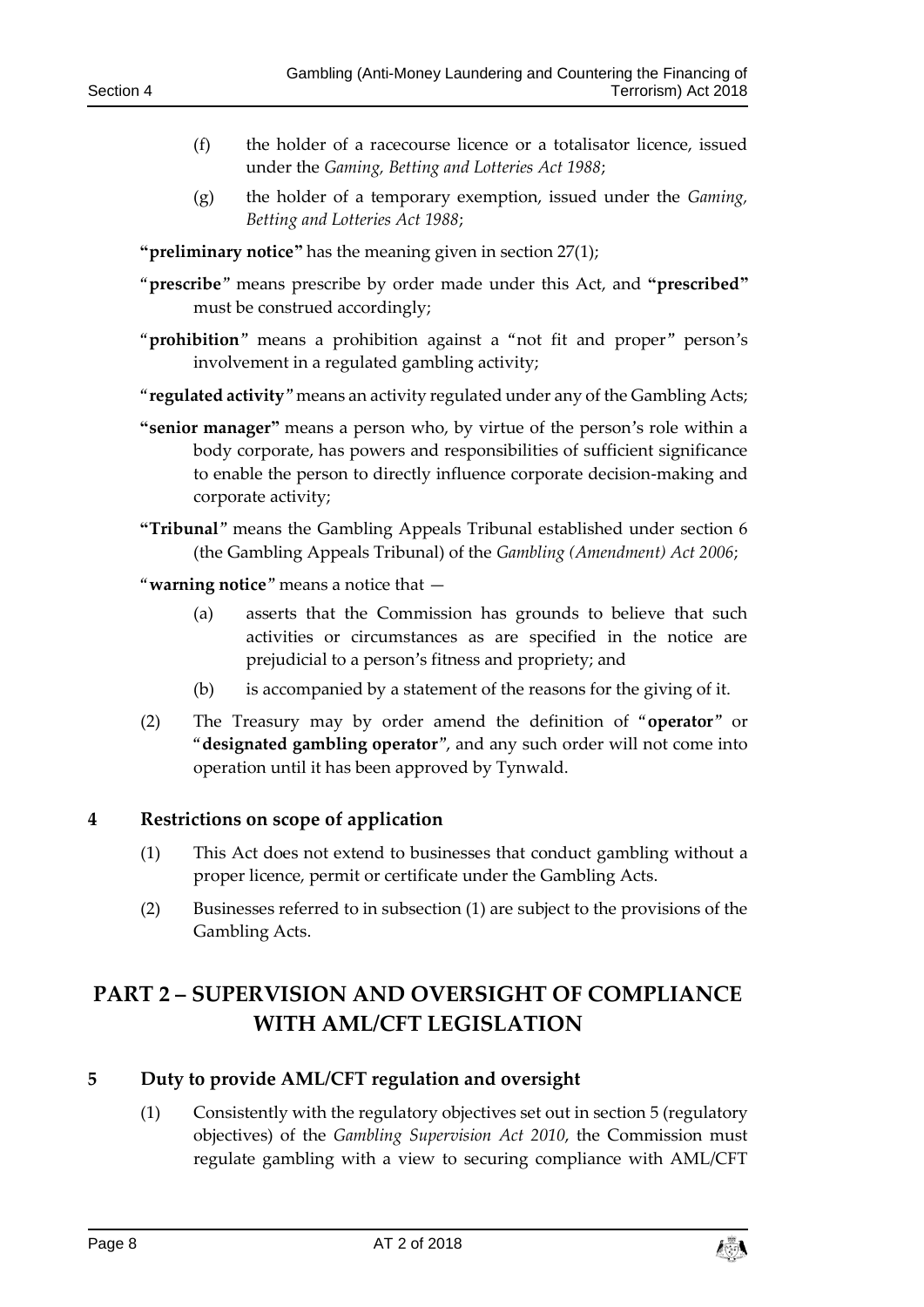(f) the holder of a racecourse licence or a totalisator licence, issued under the *Gaming, Betting and Lotteries Act 1988*;

(g) the holder of a temporary exemption, issued under the *Gaming, Betting and Lotteries Act 1988*;

**"preliminary notice"** has the meaning given in section 27(1);

"**prescribe**" means prescribe by order made under this Act, and **"prescribed"** must be construed accordingly;

"**prohibition**" means a prohibition against a "not fit and proper" person's involvement in a regulated gambling activity;

"**regulated activity**" means an activity regulated under any of the Gambling Acts;

**"senior manager"** means a person who, by virtue of the person's role within a body corporate, has powers and responsibilities of sufficient significance to enable the person to directly influence corporate decision-making and corporate activity;

**"Tribunal"** means the Gambling Appeals Tribunal established under section 6 (the Gambling Appeals Tribunal) of the *Gambling (Amendment) Act 2006*;

"**warning notice**" means a notice that —

(a) asserts that the Commission has grounds to believe that such activities or circumstances as are specified in the notice are prejudicial to a person's fitness and propriety; and

(b) is accompanied by a statement of the reasons for the giving of it.

(2) The Treasury may by order amend the definition of "**operator**" or "**designated gambling operator**", and any such order will not come into operation until it has been approved by Tynwald.

### 4 Restrictions on scope of application

(1) This Act does not extend to businesses that conduct gambling without a proper licence, permit or certificate under the Gambling Acts.

(2) Businesses referred to in subsection (1) are subject to the provisions of the Gambling Acts.

## PART 2 – SUPERVISION AND OVERSIGHT OF COMPLIANCE WITH AML/CFT LEGISLATION

### 5 Duty to provide AML/CFT regulation and oversight

(1) Consistently with the regulatory objectives set out in section 5 (regulatory objectives) of the *Gambling Supervision Act 2010*, the Commission must regulate gambling with a view to securing compliance with AML/CFT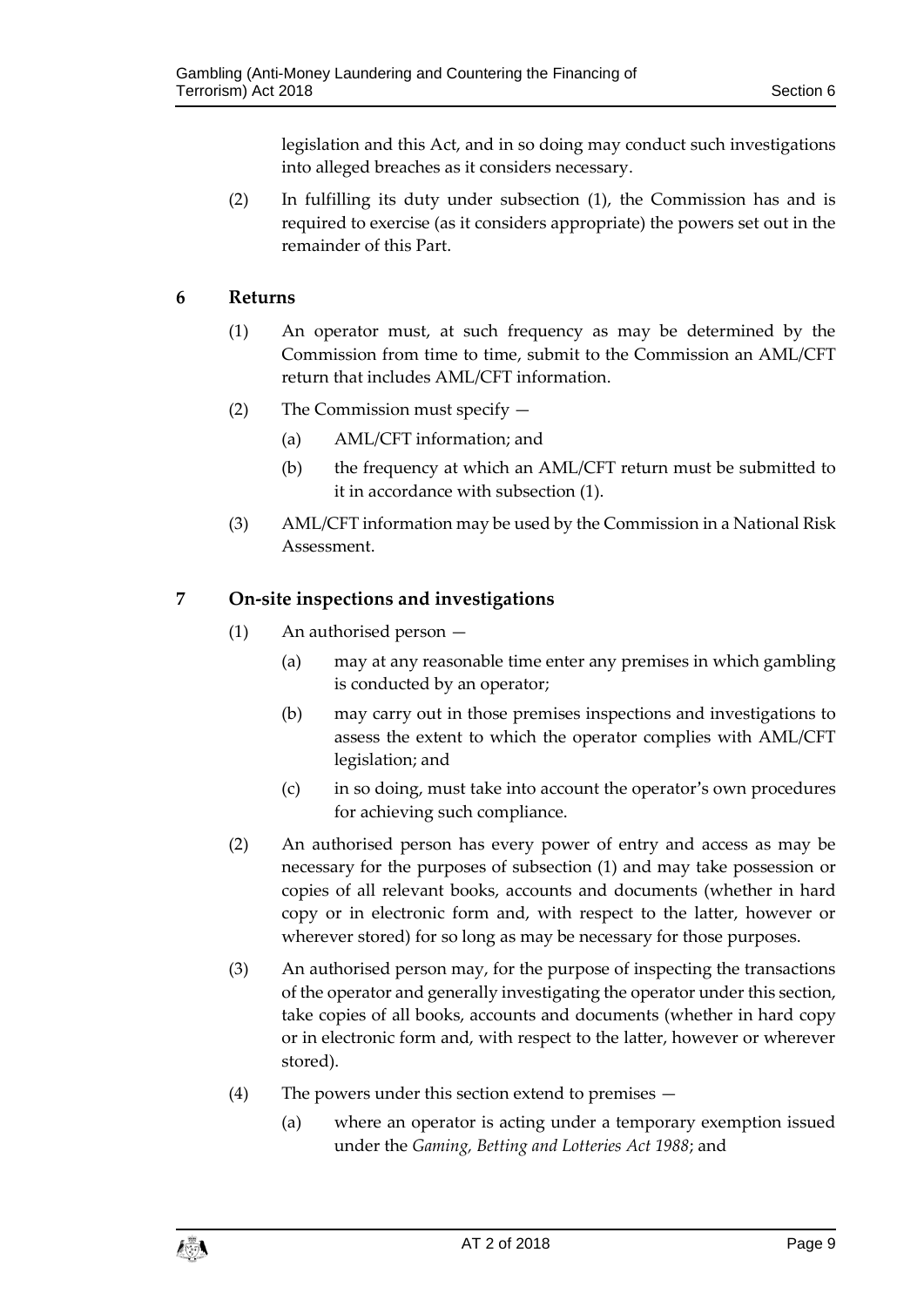legislation and this Act, and in so doing may conduct such investigations into alleged breaches as it considers necessary.

(2) In fulfilling its duty under subsection (1), the Commission has and is required to exercise (as it considers appropriate) the powers set out in the remainder of this Part.

## 6 Returns

(1) An operator must, at such frequency as may be determined by the Commission from time to time, submit to the Commission an AML/CFT return that includes AML/CFT information.

(2) The Commission must specify —

(a) AML/CFT information; and

(b) the frequency at which an AML/CFT return must be submitted to it in accordance with subsection (1).

(3) AML/CFT information may be used by the Commission in a National Risk Assessment.

## 7 On-site inspections and investigations

(1) An authorised person —

(a) may at any reasonable time enter any premises in which gambling is conducted by an operator;

(b) may carry out in those premises inspections and investigations to assess the extent to which the operator complies with AML/CFT legislation; and

(c) in so doing, must take into account the operator's own procedures for achieving such compliance.

(2) An authorised person has every power of entry and access as may be necessary for the purposes of subsection (1) and may take possession or copies of all relevant books, accounts and documents (whether in hard copy or in electronic form and, with respect to the latter, however or wherever stored) for so long as may be necessary for those purposes.

(3) An authorised person may, for the purpose of inspecting the transactions of the operator and generally investigating the operator under this section, take copies of all books, accounts and documents (whether in hard copy or in electronic form and, with respect to the latter, however or wherever stored).

(4) The powers under this section extend to premises —

(a) where an operator is acting under a temporary exemption issued under the *Gaming, Betting and Lotteries Act 1988*; and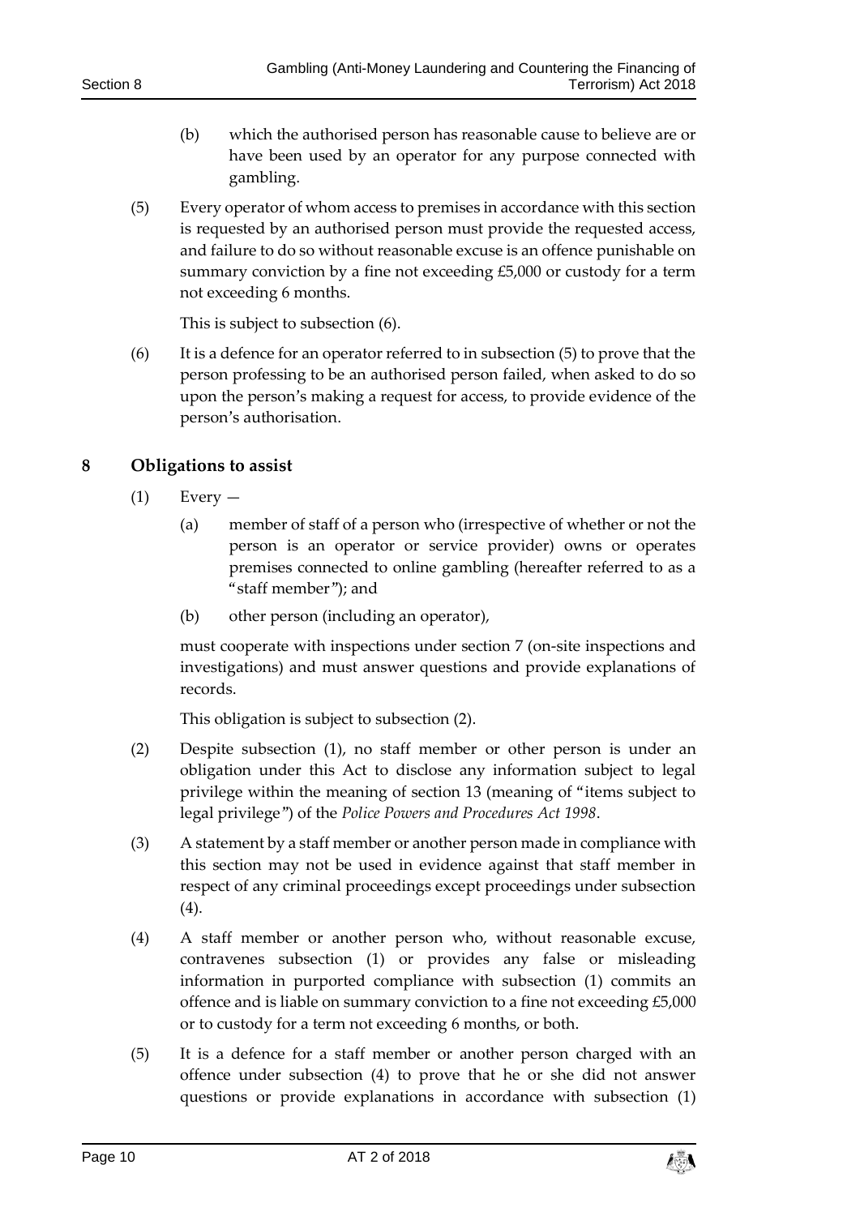(b) which the authorised person has reasonable cause to believe are or have been used by an operator for any purpose connected with gambling.

(5) Every operator of whom access to premises in accordance with this section is requested by an authorised person must provide the requested access, and failure to do so without reasonable excuse is an offence punishable on summary conviction by a fine not exceeding £5,000 or custody for a term not exceeding 6 months.

This is subject to subsection (6).

(6) It is a defence for an operator referred to in subsection (5) to prove that the person professing to be an authorised person failed, when asked to do so upon the person's making a request for access, to provide evidence of the person's authorisation.

## 8 Obligations to assist

(1) Every —

(a) member of staff of a person who (irrespective of whether or not the person is an operator or service provider) owns or operates premises connected to online gambling (hereafter referred to as a "staff member"); and

(b) other person (including an operator),

must cooperate with inspections under section 7 (on-site inspections and investigations) and must answer questions and provide explanations of records.

This obligation is subject to subsection (2).

(2) Despite subsection (1), no staff member or other person is under an obligation under this Act to disclose any information subject to legal privilege within the meaning of section 13 (meaning of "items subject to legal privilege") of the *Police Powers and Procedures Act 1998*.

(3) A statement by a staff member or another person made in compliance with this section may not be used in evidence against that staff member in respect of any criminal proceedings except proceedings under subsection (4).

(4) A staff member or another person who, without reasonable excuse, contravenes subsection (1) or provides any false or misleading information in purported compliance with subsection (1) commits an offence and is liable on summary conviction to a fine not exceeding £5,000 or to custody for a term not exceeding 6 months, or both.

(5) It is a defence for a staff member or another person charged with an offence under subsection (4) to prove that he or she did not answer questions or provide explanations in accordance with subsection (1)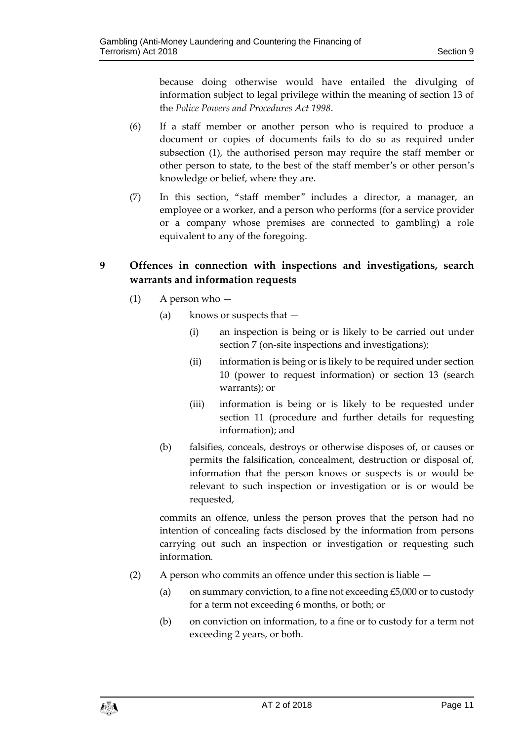because doing otherwise would have entailed the divulging of information subject to legal privilege within the meaning of section 13 of the *Police Powers and Procedures Act 1998*.

(6) If a staff member or another person who is required to produce a document or copies of documents fails to do so as required under subsection (1), the authorised person may require the staff member or other person to state, to the best of the staff member's or other person's knowledge or belief, where they are.

(7) In this section, "staff member" includes a director, a manager, an employee or a worker, and a person who performs (for a service provider or a company whose premises are connected to gambling) a role equivalent to any of the foregoing.

## 9 Offences in connection with inspections and investigations, search warrants and information requests

(1) A person who —

(a) knows or suspects that —

(i) an inspection is being or is likely to be carried out under section 7 (on-site inspections and investigations);

(ii) information is being or is likely to be required under section 10 (power to request information) or section 13 (search warrants); or

(iii) information is being or is likely to be requested under section 11 (procedure and further details for requesting information); and

(b) falsifies, conceals, destroys or otherwise disposes of, or causes or permits the falsification, concealment, destruction or disposal of, information that the person knows or suspects is or would be relevant to such inspection or investigation or is or would be requested,

commits an offence, unless the person proves that the person had no intention of concealing facts disclosed by the information from persons carrying out such an inspection or investigation or requesting such information.

(2) A person who commits an offence under this section is liable —

(a) on summary conviction, to a fine not exceeding £5,000 or to custody for a term not exceeding 6 months, or both; or

(b) on conviction on information, to a fine or to custody for a term not exceeding 2 years, or both.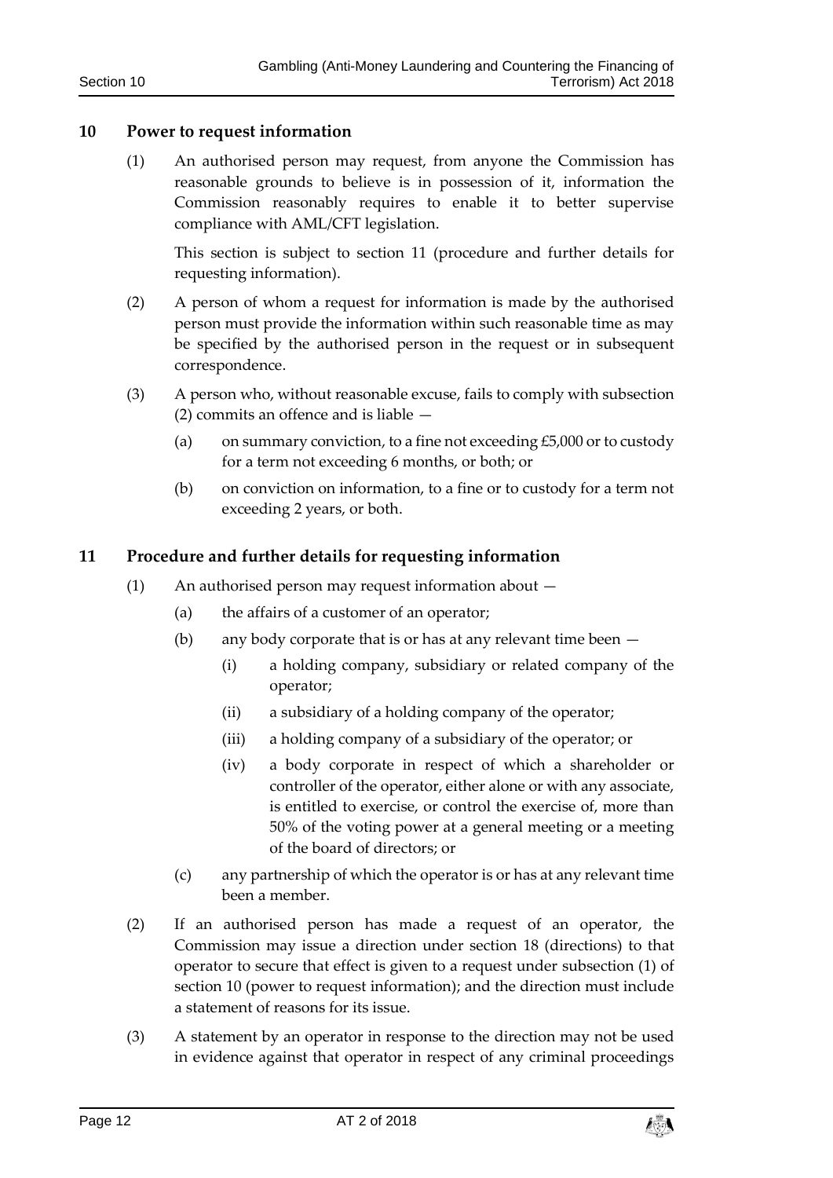## 10 Power to request information

(1) An authorised person may request, from anyone the Commission has reasonable grounds to believe is in possession of it, information the Commission reasonably requires to enable it to better supervise compliance with AML/CFT legislation.

This section is subject to section 11 (procedure and further details for requesting information).

(2) A person of whom a request for information is made by the authorised person must provide the information within such reasonable time as may be specified by the authorised person in the request or in subsequent correspondence.

(3) A person who, without reasonable excuse, fails to comply with subsection (2) commits an offence and is liable —

- (a) on summary conviction, to a fine not exceeding £5,000 or to custody for a term not exceeding 6 months, or both; or
- (b) on conviction on information, to a fine or to custody for a term not exceeding 2 years, or both.

## 11 Procedure and further details for requesting information

(1) An authorised person may request information about —

- (a) the affairs of a customer of an operator;
- (b) any body corporate that is or has at any relevant time been —
  - (i) a holding company, subsidiary or related company of the operator;
  - (ii) a subsidiary of a holding company of the operator;
  - (iii) a holding company of a subsidiary of the operator; or
  - (iv) a body corporate in respect of which a shareholder or controller of the operator, either alone or with any associate, is entitled to exercise, or control the exercise of, more than 50% of the voting power at a general meeting or a meeting of the board of directors; or
- (c) any partnership of which the operator is or has at any relevant time been a member.

(2) If an authorised person has made a request of an operator, the Commission may issue a direction under section 18 (directions) to that operator to secure that effect is given to a request under subsection (1) of section 10 (power to request information); and the direction must include a statement of reasons for its issue.

(3) A statement by an operator in response to the direction may not be used in evidence against that operator in respect of any criminal proceedings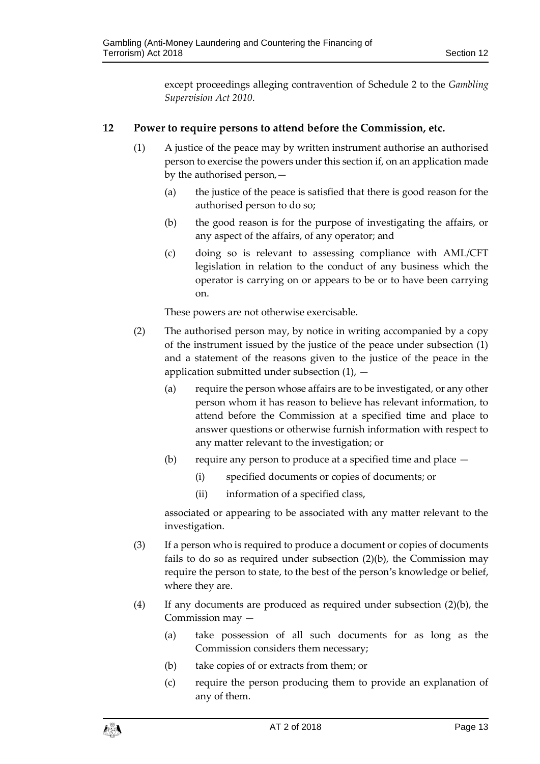except proceedings alleging contravention of Schedule 2 to the *Gambling Supervision Act 2010*.

## 12 Power to require persons to attend before the Commission, etc.

(1) A justice of the peace may by written instrument authorise an authorised person to exercise the powers under this section if, on an application made by the authorised person,—

(a) the justice of the peace is satisfied that there is good reason for the authorised person to do so;

(b) the good reason is for the purpose of investigating the affairs, or any aspect of the affairs, of any operator; and

(c) doing so is relevant to assessing compliance with AML/CFT legislation in relation to the conduct of any business which the operator is carrying on or appears to be or to have been carrying on.

These powers are not otherwise exercisable.

(2) The authorised person may, by notice in writing accompanied by a copy of the instrument issued by the justice of the peace under subsection (1) and a statement of the reasons given to the justice of the peace in the application submitted under subsection (1), —

(a) require the person whose affairs are to be investigated, or any other person whom it has reason to believe has relevant information, to attend before the Commission at a specified time and place to answer questions or otherwise furnish information with respect to any matter relevant to the investigation; or

(b) require any person to produce at a specified time and place —

(i) specified documents or copies of documents; or

(ii) information of a specified class,

associated or appearing to be associated with any matter relevant to the investigation.

(3) If a person who is required to produce a document or copies of documents fails to do so as required under subsection (2)(b), the Commission may require the person to state, to the best of the person's knowledge or belief, where they are.

(4) If any documents are produced as required under subsection (2)(b), the Commission may —

(a) take possession of all such documents for as long as the Commission considers them necessary;

(b) take copies of or extracts from them; or

(c) require the person producing them to provide an explanation of any of them.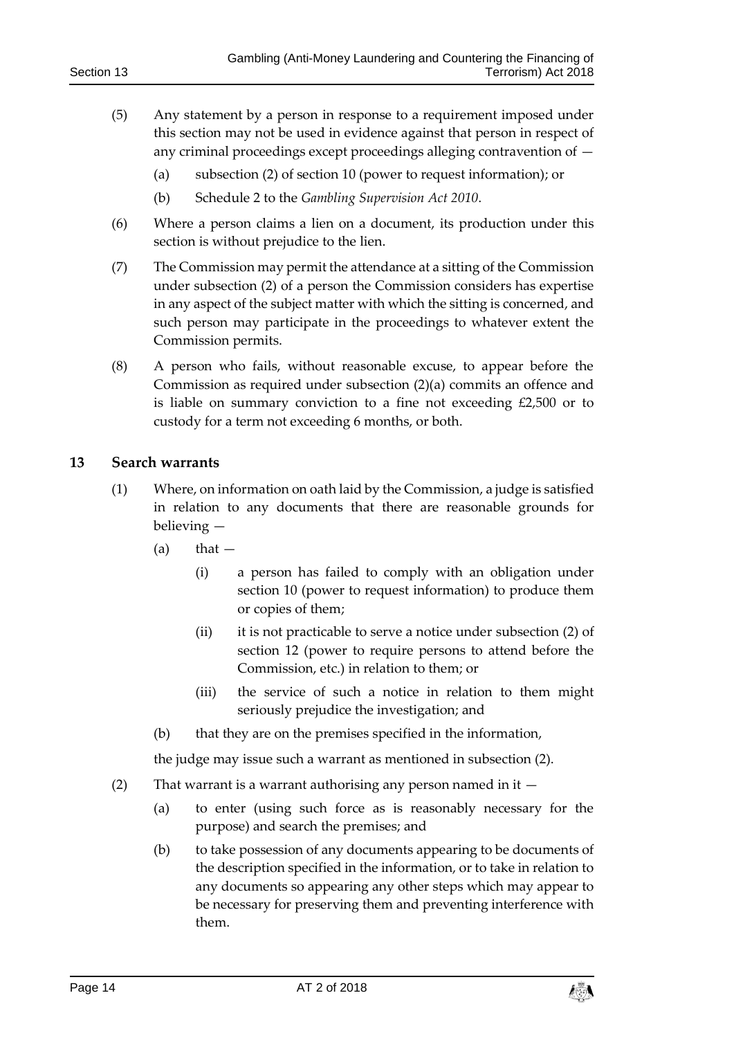(5) Any statement by a person in response to a requirement imposed under this section may not be used in evidence against that person in respect of any criminal proceedings except proceedings alleging contravention of —

(a) subsection (2) of section 10 (power to request information); or

(b) Schedule 2 to the *Gambling Supervision Act 2010*.

(6) Where a person claims a lien on a document, its production under this section is without prejudice to the lien.

(7) The Commission may permit the attendance at a sitting of the Commission under subsection (2) of a person the Commission considers has expertise in any aspect of the subject matter with which the sitting is concerned, and such person may participate in the proceedings to whatever extent the Commission permits.

(8) A person who fails, without reasonable excuse, to appear before the Commission as required under subsection (2)(a) commits an offence and is liable on summary conviction to a fine not exceeding £2,500 or to custody for a term not exceeding 6 months, or both.

## 13 Search warrants

(1) Where, on information on oath laid by the Commission, a judge is satisfied in relation to any documents that there are reasonable grounds for believing —

(a) that —

(i) a person has failed to comply with an obligation under section 10 (power to request information) to produce them or copies of them;

(ii) it is not practicable to serve a notice under subsection (2) of section 12 (power to require persons to attend before the Commission, etc.) in relation to them; or

(iii) the service of such a notice in relation to them might seriously prejudice the investigation; and

(b) that they are on the premises specified in the information,

the judge may issue such a warrant as mentioned in subsection (2).

(2) That warrant is a warrant authorising any person named in it —

(a) to enter (using such force as is reasonably necessary for the purpose) and search the premises; and

(b) to take possession of any documents appearing to be documents of the description specified in the information, or to take in relation to any documents so appearing any other steps which may appear to be necessary for preserving them and preventing interference with them.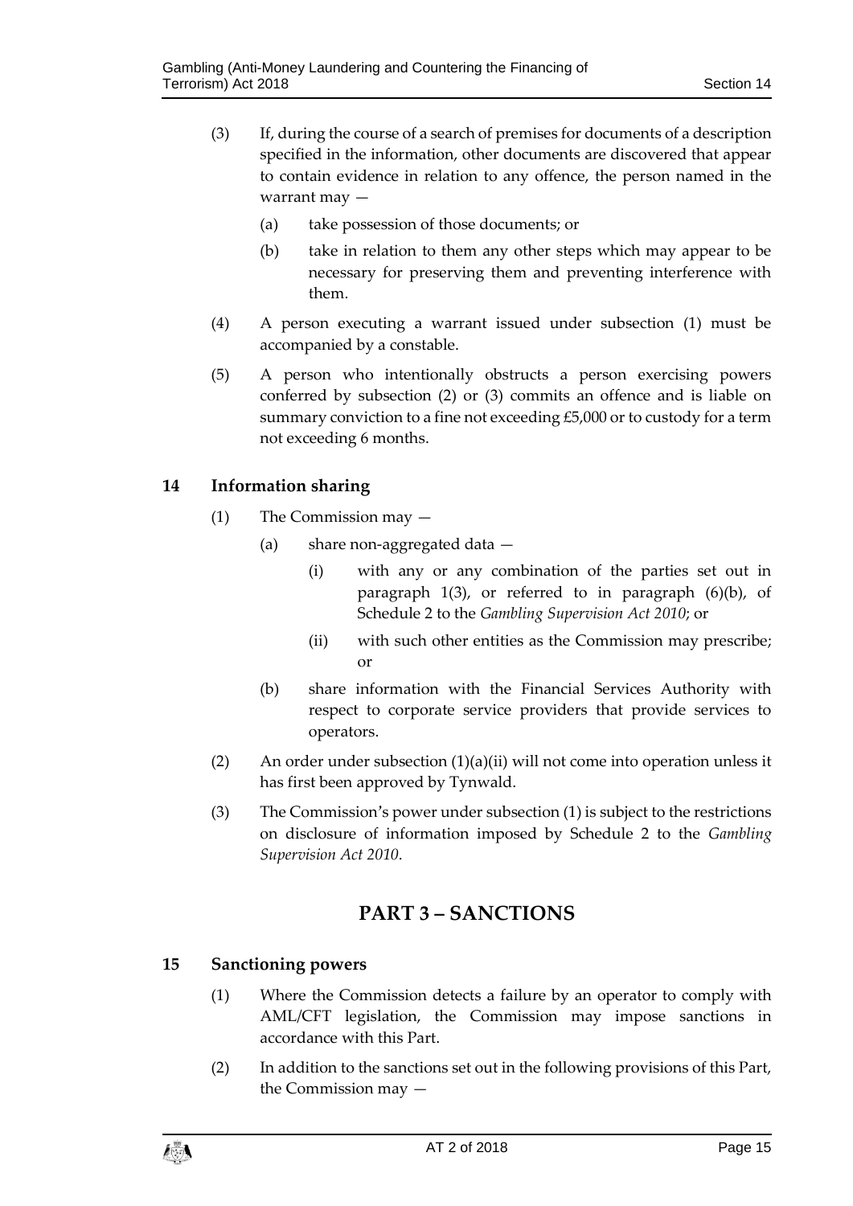(3) If, during the course of a search of premises for documents of a description specified in the information, other documents are discovered that appear to contain evidence in relation to any offence, the person named in the warrant may —

(a) take possession of those documents; or

(b) take in relation to them any other steps which may appear to be necessary for preserving them and preventing interference with them.

(4) A person executing a warrant issued under subsection (1) must be accompanied by a constable.

(5) A person who intentionally obstructs a person exercising powers conferred by subsection (2) or (3) commits an offence and is liable on summary conviction to a fine not exceeding £5,000 or to custody for a term not exceeding 6 months.

### 14 Information sharing

(1) The Commission may —

(a) share non-aggregated data —

(i) with any or any combination of the parties set out in paragraph 1(3), or referred to in paragraph (6)(b), of Schedule 2 to the *Gambling Supervision Act 2010*; or

(ii) with such other entities as the Commission may prescribe; or

(b) share information with the Financial Services Authority with respect to corporate service providers that provide services to operators.

(2) An order under subsection (1)(a)(ii) will not come into operation unless it has first been approved by Tynwald.

(3) The Commission's power under subsection (1) is subject to the restrictions on disclosure of information imposed by Schedule 2 to the *Gambling Supervision Act 2010*.

## PART 3 – SANCTIONS

### 15 Sanctioning powers

(1) Where the Commission detects a failure by an operator to comply with AML/CFT legislation, the Commission may impose sanctions in accordance with this Part.

(2) In addition to the sanctions set out in the following provisions of this Part, the Commission may —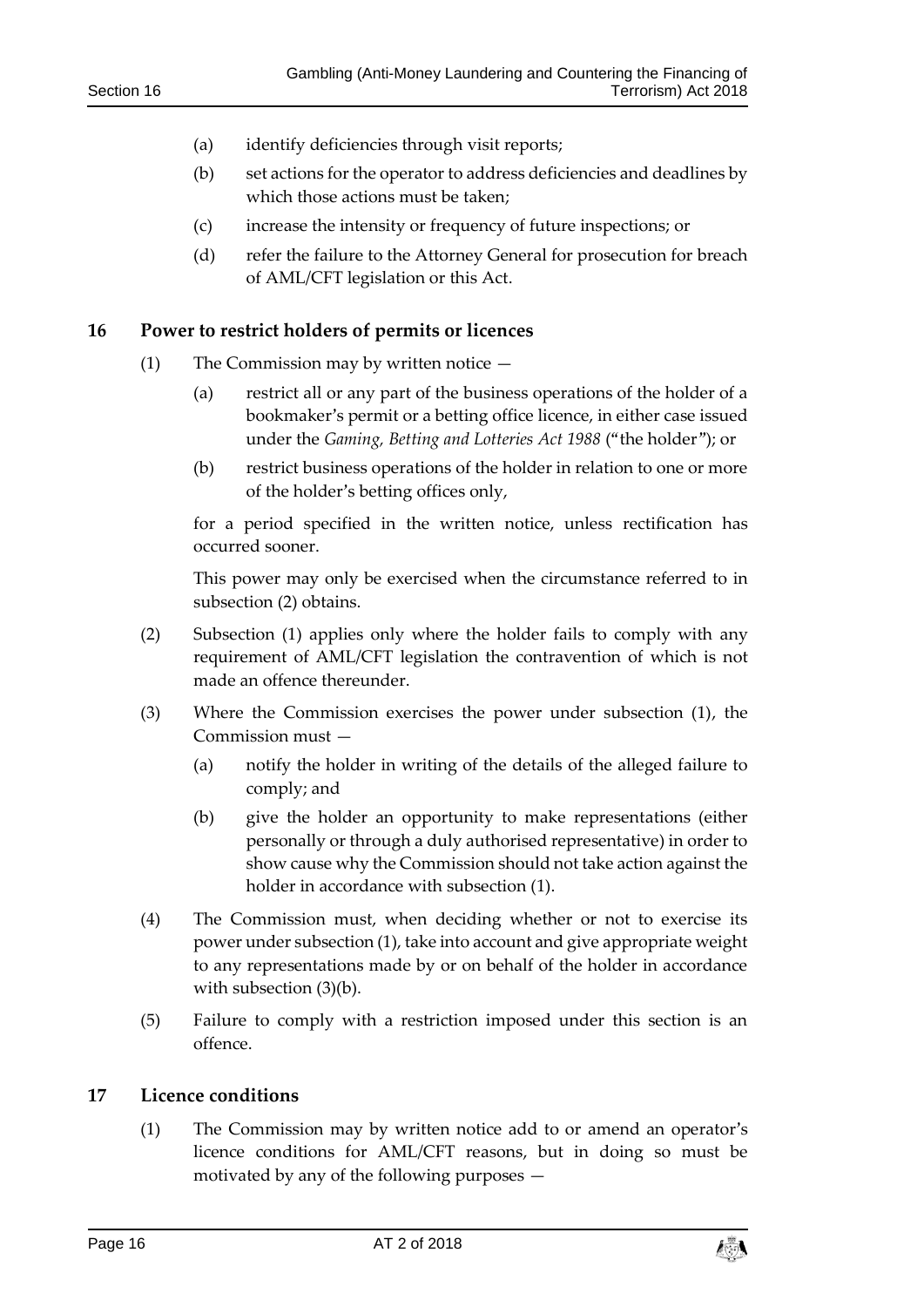(a) identify deficiencies through visit reports;

(b) set actions for the operator to address deficiencies and deadlines by which those actions must be taken;

(c) increase the intensity or frequency of future inspections; or

(d) refer the failure to the Attorney General for prosecution for breach of AML/CFT legislation or this Act.

## 16 Power to restrict holders of permits or licences

(1) The Commission may by written notice —

(a) restrict all or any part of the business operations of the holder of a bookmaker's permit or a betting office licence, in either case issued under the *Gaming, Betting and Lotteries Act 1988* ("the holder"); or

(b) restrict business operations of the holder in relation to one or more of the holder's betting offices only,

for a period specified in the written notice, unless rectification has occurred sooner.

This power may only be exercised when the circumstance referred to in subsection (2) obtains.

(2) Subsection (1) applies only where the holder fails to comply with any requirement of AML/CFT legislation the contravention of which is not made an offence thereunder.

(3) Where the Commission exercises the power under subsection (1), the Commission must —

(a) notify the holder in writing of the details of the alleged failure to comply; and

(b) give the holder an opportunity to make representations (either personally or through a duly authorised representative) in order to show cause why the Commission should not take action against the holder in accordance with subsection (1).

(4) The Commission must, when deciding whether or not to exercise its power under subsection (1), take into account and give appropriate weight to any representations made by or on behalf of the holder in accordance with subsection (3)(b).

(5) Failure to comply with a restriction imposed under this section is an offence.

## 17 Licence conditions

(1) The Commission may by written notice add to or amend an operator's licence conditions for AML/CFT reasons, but in doing so must be motivated by any of the following purposes —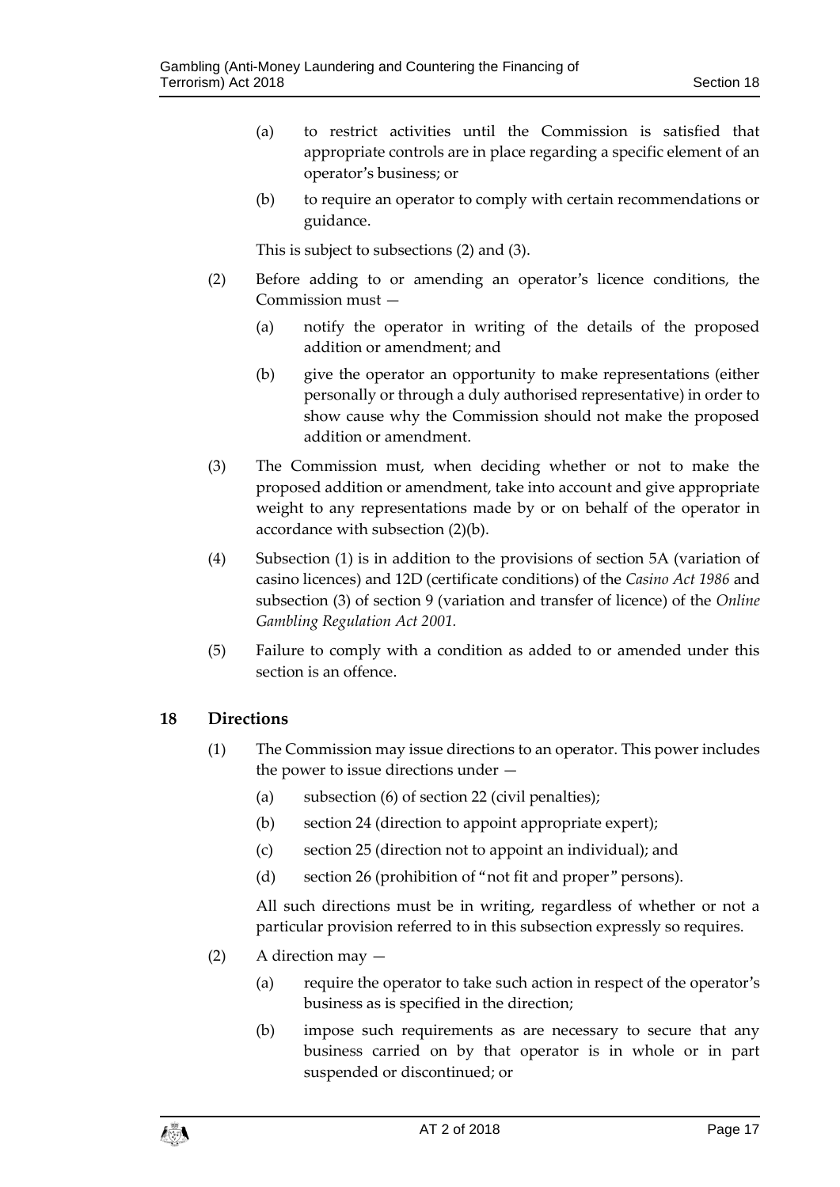(a) to restrict activities until the Commission is satisfied that appropriate controls are in place regarding a specific element of an operator's business; or

(b) to require an operator to comply with certain recommendations or guidance.

This is subject to subsections (2) and (3).

(2) Before adding to or amending an operator's licence conditions, the Commission must —

(a) notify the operator in writing of the details of the proposed addition or amendment; and

(b) give the operator an opportunity to make representations (either personally or through a duly authorised representative) in order to show cause why the Commission should not make the proposed addition or amendment.

(3) The Commission must, when deciding whether or not to make the proposed addition or amendment, take into account and give appropriate weight to any representations made by or on behalf of the operator in accordance with subsection (2)(b).

(4) Subsection (1) is in addition to the provisions of section 5A (variation of casino licences) and 12D (certificate conditions) of the *Casino Act 1986* and subsection (3) of section 9 (variation and transfer of licence) of the *Online Gambling Regulation Act 2001.*

(5) Failure to comply with a condition as added to or amended under this section is an offence.

## 18 Directions

(1) The Commission may issue directions to an operator. This power includes the power to issue directions under —

(a) subsection (6) of section 22 (civil penalties);

(b) section 24 (direction to appoint appropriate expert);

(c) section 25 (direction not to appoint an individual); and

(d) section 26 (prohibition of "not fit and proper" persons).

All such directions must be in writing, regardless of whether or not a particular provision referred to in this subsection expressly so requires.

(2) A direction may —

(a) require the operator to take such action in respect of the operator's business as is specified in the direction;

(b) impose such requirements as are necessary to secure that any business carried on by that operator is in whole or in part suspended or discontinued; or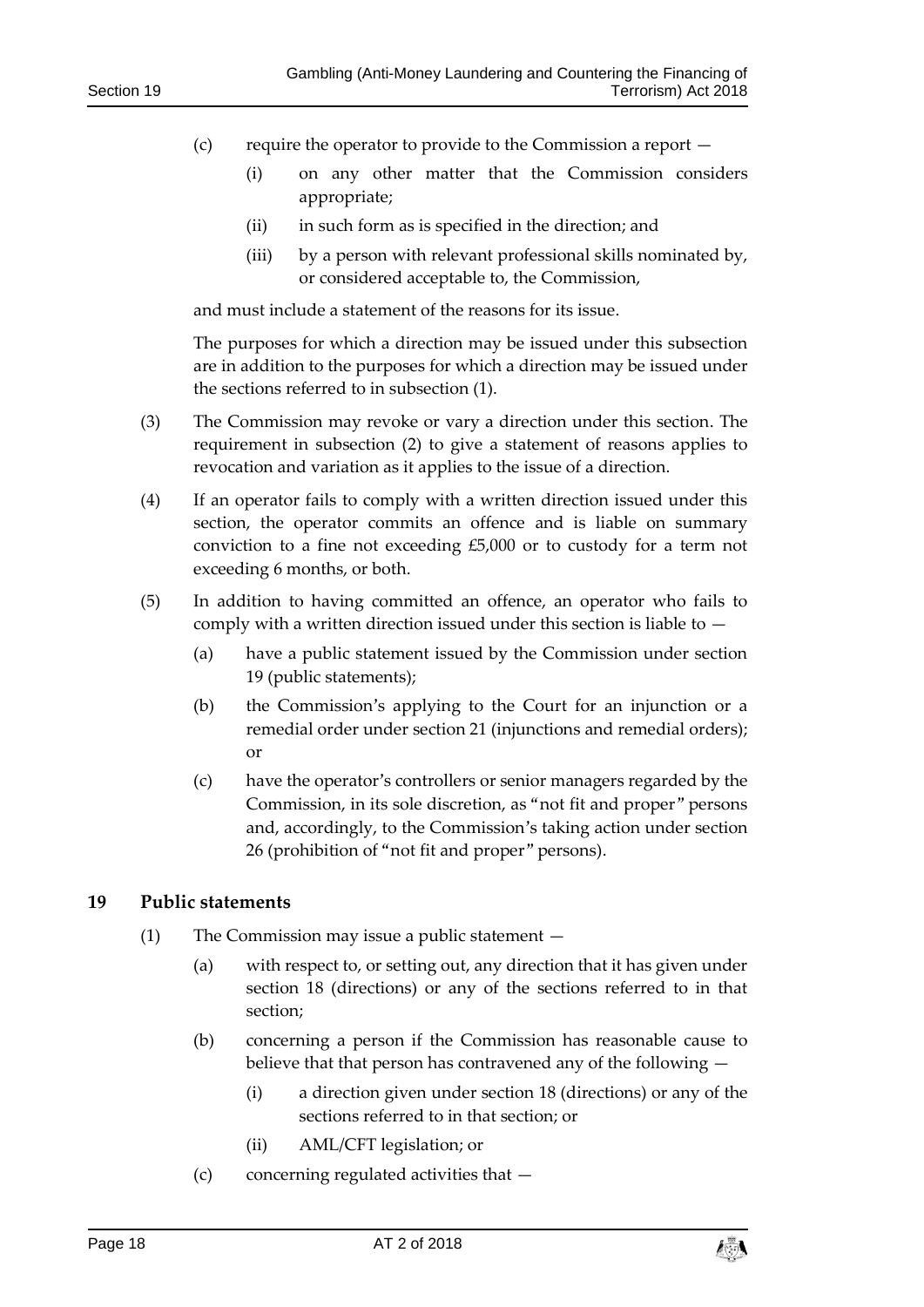(c) require the operator to provide to the Commission a report —

  (i) on any other matter that the Commission considers appropriate;

  (ii) in such form as is specified in the direction; and

  (iii) by a person with relevant professional skills nominated by, or considered acceptable to, the Commission,

and must include a statement of the reasons for its issue.

The purposes for which a direction may be issued under this subsection are in addition to the purposes for which a direction may be issued under the sections referred to in subsection (1).

(3) The Commission may revoke or vary a direction under this section. The requirement in subsection (2) to give a statement of reasons applies to revocation and variation as it applies to the issue of a direction.

(4) If an operator fails to comply with a written direction issued under this section, the operator commits an offence and is liable on summary conviction to a fine not exceeding £5,000 or to custody for a term not exceeding 6 months, or both.

(5) In addition to having committed an offence, an operator who fails to comply with a written direction issued under this section is liable to —

  (a) have a public statement issued by the Commission under section 19 (public statements);

  (b) the Commission's applying to the Court for an injunction or a remedial order under section 21 (injunctions and remedial orders); or

  (c) have the operator's controllers or senior managers regarded by the Commission, in its sole discretion, as "not fit and proper" persons and, accordingly, to the Commission's taking action under section 26 (prohibition of "not fit and proper" persons).

## 19 Public statements

(1) The Commission may issue a public statement —

  (a) with respect to, or setting out, any direction that it has given under section 18 (directions) or any of the sections referred to in that section;

  (b) concerning a person if the Commission has reasonable cause to believe that that person has contravened any of the following —

    (i) a direction given under section 18 (directions) or any of the sections referred to in that section; or

    (ii) AML/CFT legislation; or

  (c) concerning regulated activities that —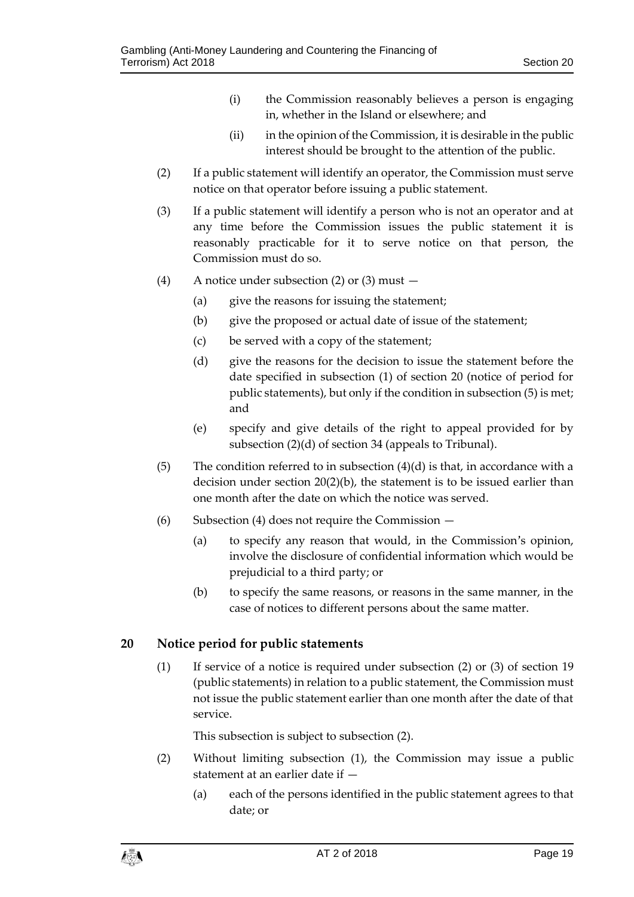(i) the Commission reasonably believes a person is engaging in, whether in the Island or elsewhere; and

(ii) in the opinion of the Commission, it is desirable in the public interest should be brought to the attention of the public.

(2) If a public statement will identify an operator, the Commission must serve notice on that operator before issuing a public statement.

(3) If a public statement will identify a person who is not an operator and at any time before the Commission issues the public statement it is reasonably practicable for it to serve notice on that person, the Commission must do so.

(4) A notice under subsection (2) or (3) must —

(a) give the reasons for issuing the statement;

(b) give the proposed or actual date of issue of the statement;

(c) be served with a copy of the statement;

(d) give the reasons for the decision to issue the statement before the date specified in subsection (1) of section 20 (notice of period for public statements), but only if the condition in subsection (5) is met; and

(e) specify and give details of the right to appeal provided for by subsection (2)(d) of section 34 (appeals to Tribunal).

(5) The condition referred to in subsection (4)(d) is that, in accordance with a decision under section 20(2)(b), the statement is to be issued earlier than one month after the date on which the notice was served.

(6) Subsection (4) does not require the Commission —

(a) to specify any reason that would, in the Commission's opinion, involve the disclosure of confidential information which would be prejudicial to a third party; or

(b) to specify the same reasons, or reasons in the same manner, in the case of notices to different persons about the same matter.

## 20 Notice period for public statements

(1) If service of a notice is required under subsection (2) or (3) of section 19 (public statements) in relation to a public statement, the Commission must not issue the public statement earlier than one month after the date of that service.

This subsection is subject to subsection (2).

(2) Without limiting subsection (1), the Commission may issue a public statement at an earlier date if —

(a) each of the persons identified in the public statement agrees to that date; or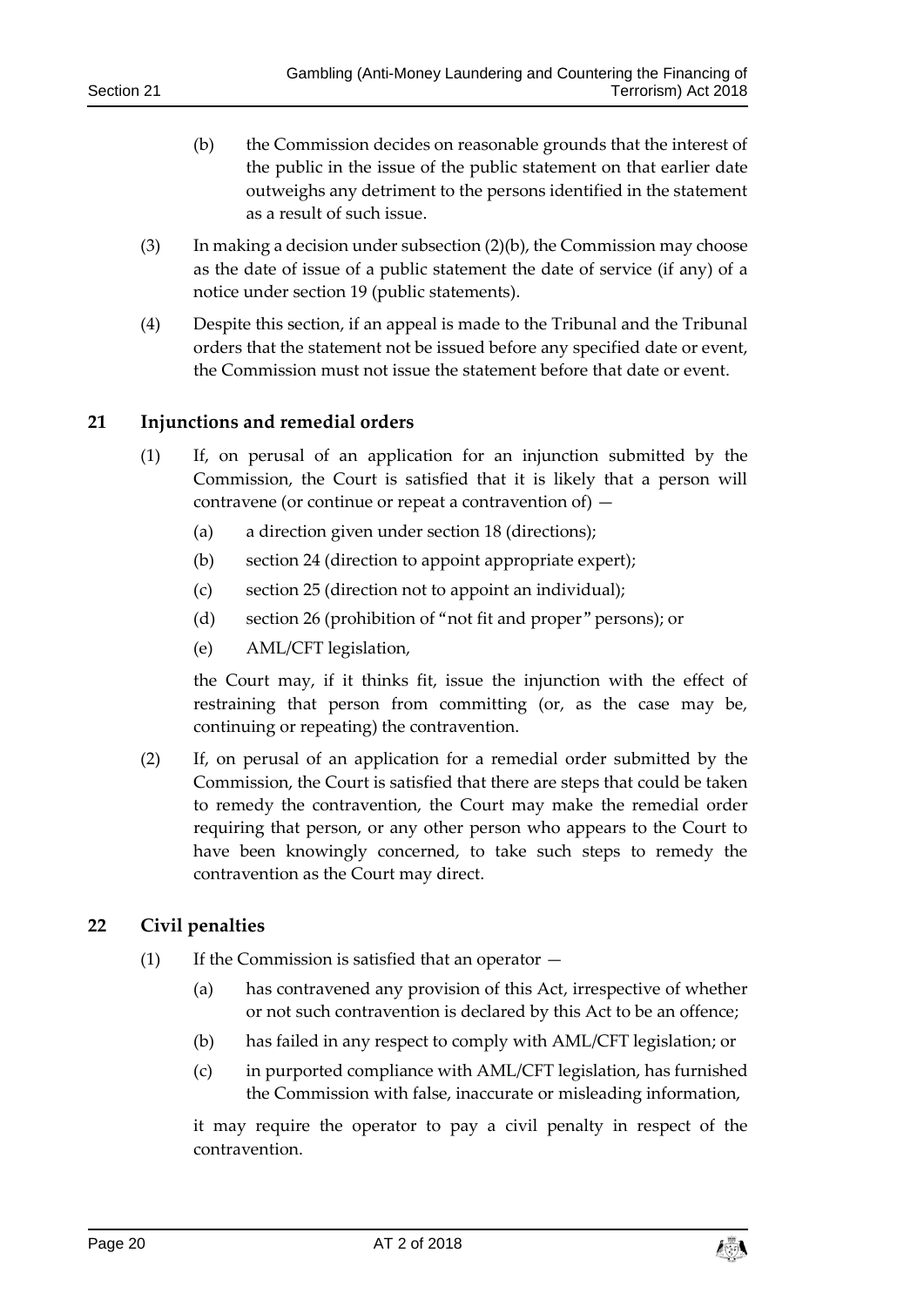(b) the Commission decides on reasonable grounds that the interest of the public in the issue of the public statement on that earlier date outweighs any detriment to the persons identified in the statement as a result of such issue.

(3) In making a decision under subsection (2)(b), the Commission may choose as the date of issue of a public statement the date of service (if any) of a notice under section 19 (public statements).

(4) Despite this section, if an appeal is made to the Tribunal and the Tribunal orders that the statement not be issued before any specified date or event, the Commission must not issue the statement before that date or event.

## 21 Injunctions and remedial orders

(1) If, on perusal of an application for an injunction submitted by the Commission, the Court is satisfied that it is likely that a person will contravene (or continue or repeat a contravention of) —

(a) a direction given under section 18 (directions);

(b) section 24 (direction to appoint appropriate expert);

(c) section 25 (direction not to appoint an individual);

(d) section 26 (prohibition of "not fit and proper" persons); or

(e) AML/CFT legislation,

the Court may, if it thinks fit, issue the injunction with the effect of restraining that person from committing (or, as the case may be, continuing or repeating) the contravention.

(2) If, on perusal of an application for a remedial order submitted by the Commission, the Court is satisfied that there are steps that could be taken to remedy the contravention, the Court may make the remedial order requiring that person, or any other person who appears to the Court to have been knowingly concerned, to take such steps to remedy the contravention as the Court may direct.

## 22 Civil penalties

(1) If the Commission is satisfied that an operator —

(a) has contravened any provision of this Act, irrespective of whether or not such contravention is declared by this Act to be an offence;

(b) has failed in any respect to comply with AML/CFT legislation; or

(c) in purported compliance with AML/CFT legislation, has furnished the Commission with false, inaccurate or misleading information,

it may require the operator to pay a civil penalty in respect of the contravention.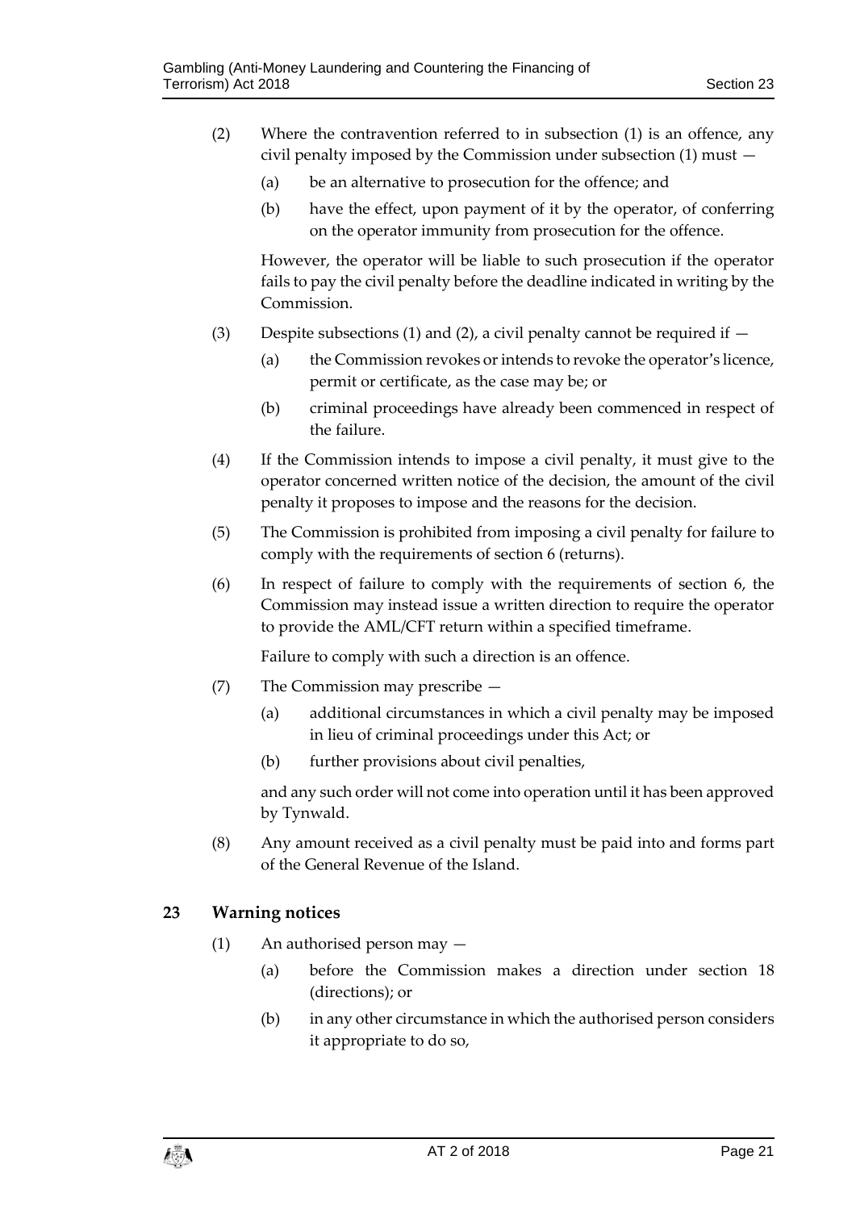(2) Where the contravention referred to in subsection (1) is an offence, any civil penalty imposed by the Commission under subsection (1) must —

  (a) be an alternative to prosecution for the offence; and

  (b) have the effect, upon payment of it by the operator, of conferring on the operator immunity from prosecution for the offence.

However, the operator will be liable to such prosecution if the operator fails to pay the civil penalty before the deadline indicated in writing by the Commission.

(3) Despite subsections (1) and (2), a civil penalty cannot be required if —

  (a) the Commission revokes or intends to revoke the operator's licence, permit or certificate, as the case may be; or

  (b) criminal proceedings have already been commenced in respect of the failure.

(4) If the Commission intends to impose a civil penalty, it must give to the operator concerned written notice of the decision, the amount of the civil penalty it proposes to impose and the reasons for the decision.

(5) The Commission is prohibited from imposing a civil penalty for failure to comply with the requirements of section 6 (returns).

(6) In respect of failure to comply with the requirements of section 6, the Commission may instead issue a written direction to require the operator to provide the AML/CFT return within a specified timeframe.

Failure to comply with such a direction is an offence.

(7) The Commission may prescribe —

  (a) additional circumstances in which a civil penalty may be imposed in lieu of criminal proceedings under this Act; or

  (b) further provisions about civil penalties,

and any such order will not come into operation until it has been approved by Tynwald.

(8) Any amount received as a civil penalty must be paid into and forms part of the General Revenue of the Island.

## 23 Warning notices

(1) An authorised person may —

  (a) before the Commission makes a direction under section 18 (directions); or

  (b) in any other circumstance in which the authorised person considers it appropriate to do so,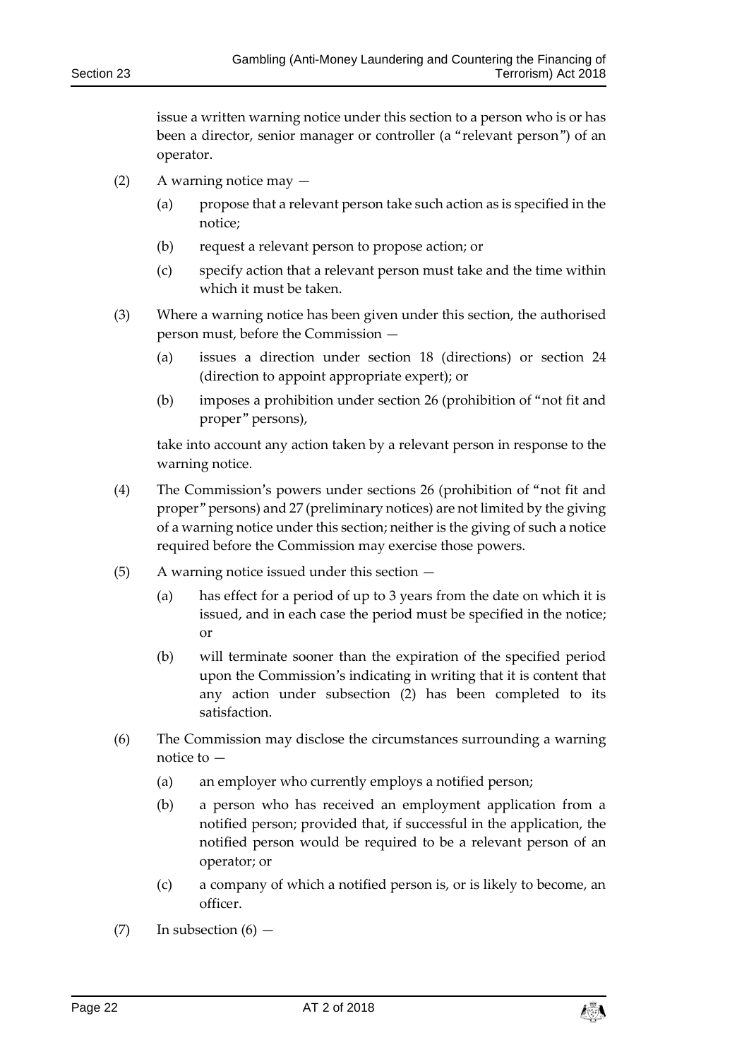issue a written warning notice under this section to a person who is or has been a director, senior manager or controller (a "relevant person") of an operator.

(2) A warning notice may —

(a) propose that a relevant person take such action as is specified in the notice;

(b) request a relevant person to propose action; or

(c) specify action that a relevant person must take and the time within which it must be taken.

(3) Where a warning notice has been given under this section, the authorised person must, before the Commission —

(a) issues a direction under section 18 (directions) or section 24 (direction to appoint appropriate expert); or

(b) imposes a prohibition under section 26 (prohibition of "not fit and proper" persons),

take into account any action taken by a relevant person in response to the warning notice.

(4) The Commission's powers under sections 26 (prohibition of "not fit and proper" persons) and 27 (preliminary notices) are not limited by the giving of a warning notice under this section; neither is the giving of such a notice required before the Commission may exercise those powers.

(5) A warning notice issued under this section —

(a) has effect for a period of up to 3 years from the date on which it is issued, and in each case the period must be specified in the notice; or

(b) will terminate sooner than the expiration of the specified period upon the Commission's indicating in writing that it is content that any action under subsection (2) has been completed to its satisfaction.

(6) The Commission may disclose the circumstances surrounding a warning notice to —

(a) an employer who currently employs a notified person;

(b) a person who has received an employment application from a notified person; provided that, if successful in the application, the notified person would be required to be a relevant person of an operator; or

(c) a company of which a notified person is, or is likely to become, an officer.

(7) In subsection (6) —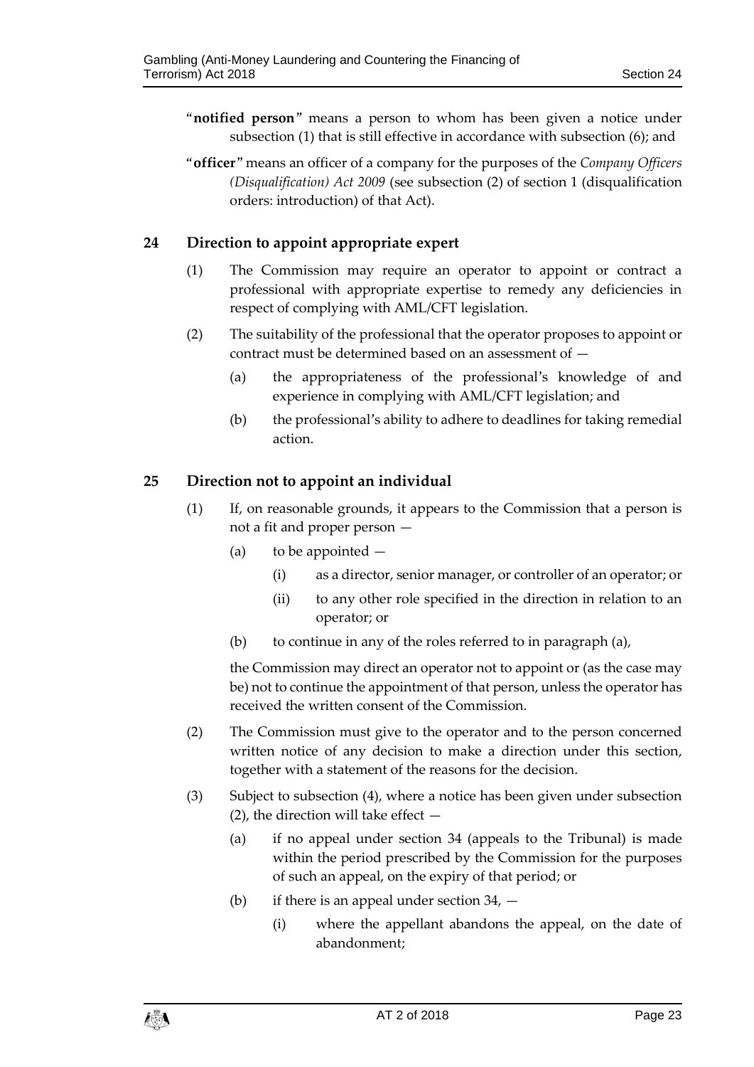"**notified person**" means a person to whom has been given a notice under subsection (1) that is still effective in accordance with subsection (6); and

"**officer**" means an officer of a company for the purposes of the *Company Officers (Disqualification) Act 2009* (see subsection (2) of section 1 (disqualification orders: introduction) of that Act).

## 24 Direction to appoint appropriate expert

(1) The Commission may require an operator to appoint or contract a professional with appropriate expertise to remedy any deficiencies in respect of complying with AML/CFT legislation.

(2) The suitability of the professional that the operator proposes to appoint or contract must be determined based on an assessment of —

(a) the appropriateness of the professional's knowledge of and experience in complying with AML/CFT legislation; and

(b) the professional's ability to adhere to deadlines for taking remedial action.

## 25 Direction not to appoint an individual

(1) If, on reasonable grounds, it appears to the Commission that a person is not a fit and proper person —

(a) to be appointed —

(i) as a director, senior manager, or controller of an operator; or

(ii) to any other role specified in the direction in relation to an operator; or

(b) to continue in any of the roles referred to in paragraph (a),

the Commission may direct an operator not to appoint or (as the case may be) not to continue the appointment of that person, unless the operator has received the written consent of the Commission.

(2) The Commission must give to the operator and to the person concerned written notice of any decision to make a direction under this section, together with a statement of the reasons for the decision.

(3) Subject to subsection (4), where a notice has been given under subsection (2), the direction will take effect —

(a) if no appeal under section 34 (appeals to the Tribunal) is made within the period prescribed by the Commission for the purposes of such an appeal, on the expiry of that period; or

(b) if there is an appeal under section 34, —

(i) where the appellant abandons the appeal, on the date of abandonment;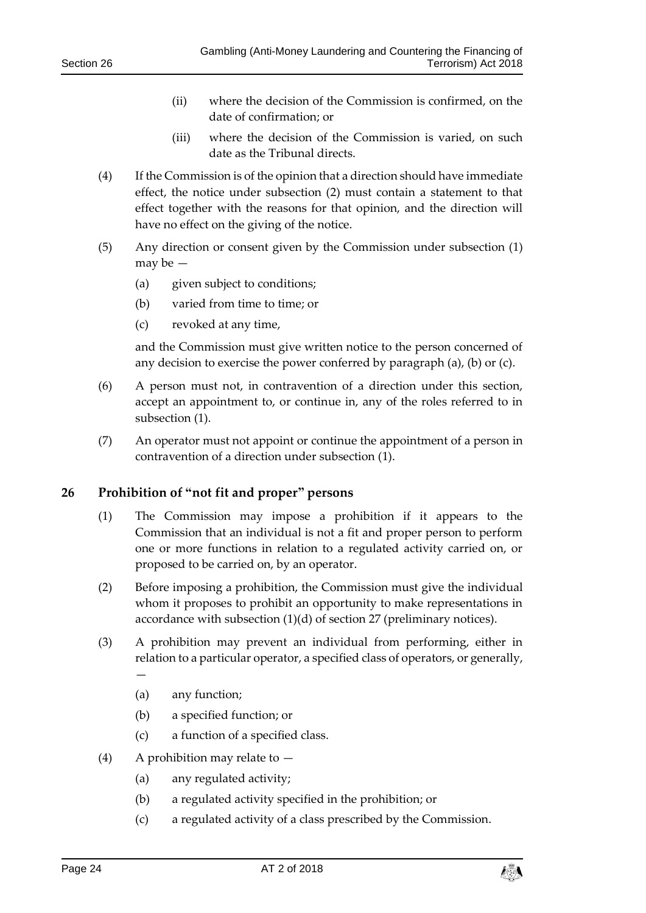(ii) where the decision of the Commission is confirmed, on the date of confirmation; or

(iii) where the decision of the Commission is varied, on such date as the Tribunal directs.

(4) If the Commission is of the opinion that a direction should have immediate effect, the notice under subsection (2) must contain a statement to that effect together with the reasons for that opinion, and the direction will have no effect on the giving of the notice.

(5) Any direction or consent given by the Commission under subsection (1) may be —

(a) given subject to conditions;

(b) varied from time to time; or

(c) revoked at any time,

and the Commission must give written notice to the person concerned of any decision to exercise the power conferred by paragraph (a), (b) or (c).

(6) A person must not, in contravention of a direction under this section, accept an appointment to, or continue in, any of the roles referred to in subsection (1).

(7) An operator must not appoint or continue the appointment of a person in contravention of a direction under subsection (1).

## 26 Prohibition of "not fit and proper" persons

(1) The Commission may impose a prohibition if it appears to the Commission that an individual is not a fit and proper person to perform one or more functions in relation to a regulated activity carried on, or proposed to be carried on, by an operator.

(2) Before imposing a prohibition, the Commission must give the individual whom it proposes to prohibit an opportunity to make representations in accordance with subsection (1)(d) of section 27 (preliminary notices).

(3) A prohibition may prevent an individual from performing, either in relation to a particular operator, a specified class of operators, or generally, —

(a) any function;

(b) a specified function; or

(c) a function of a specified class.

(4) A prohibition may relate to —

(a) any regulated activity;

(b) a regulated activity specified in the prohibition; or

(c) a regulated activity of a class prescribed by the Commission.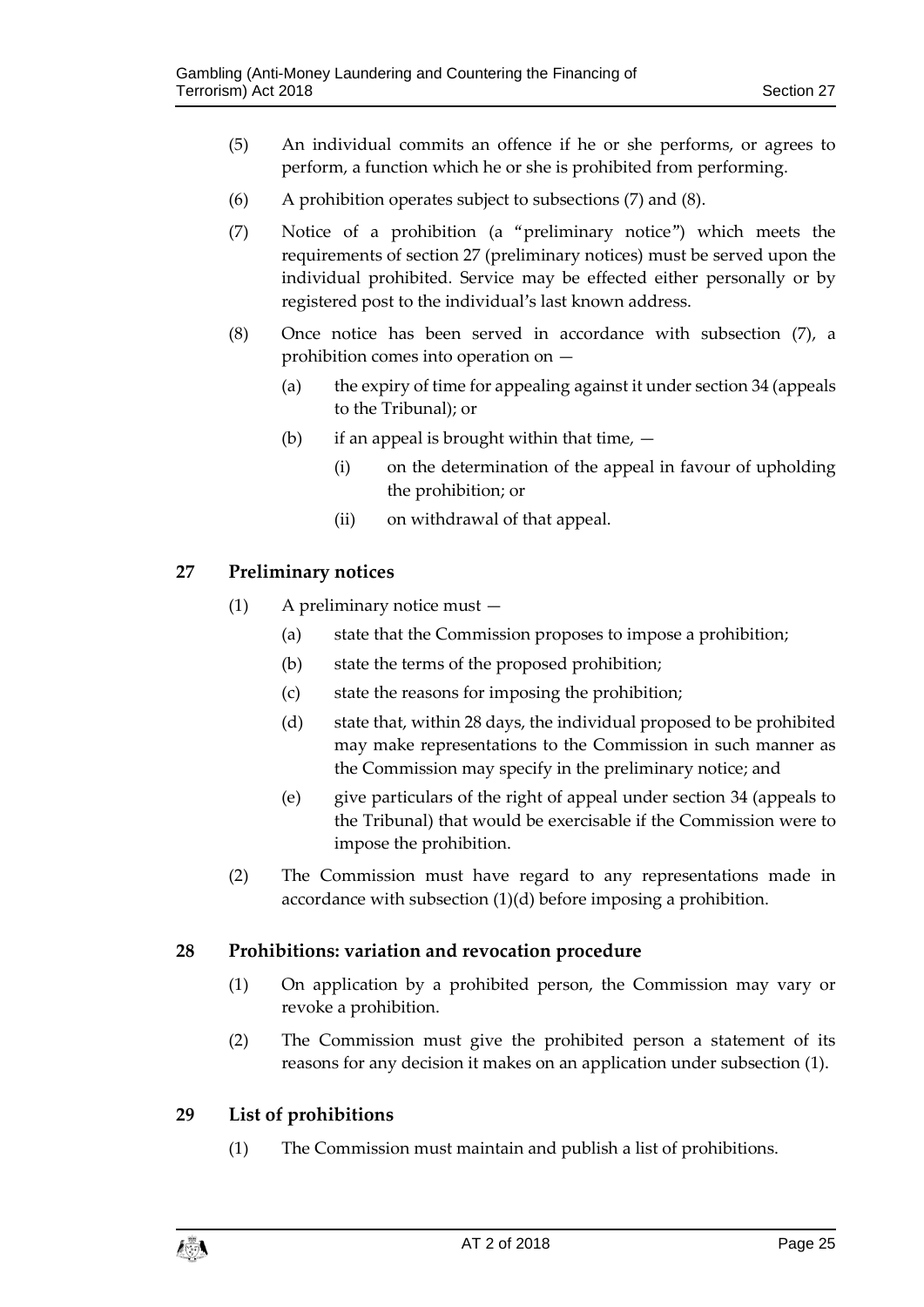(5) An individual commits an offence if he or she performs, or agrees to perform, a function which he or she is prohibited from performing.

(6) A prohibition operates subject to subsections (7) and (8).

(7) Notice of a prohibition (a "preliminary notice") which meets the requirements of section 27 (preliminary notices) must be served upon the individual prohibited. Service may be effected either personally or by registered post to the individual's last known address.

(8) Once notice has been served in accordance with subsection (7), a prohibition comes into operation on —

- (a) the expiry of time for appealing against it under section 34 (appeals to the Tribunal); or
- (b) if an appeal is brought within that time, —
  - (i) on the determination of the appeal in favour of upholding the prohibition; or
  - (ii) on withdrawal of that appeal.

## 27 Preliminary notices

(1) A preliminary notice must —

- (a) state that the Commission proposes to impose a prohibition;
- (b) state the terms of the proposed prohibition;
- (c) state the reasons for imposing the prohibition;
- (d) state that, within 28 days, the individual proposed to be prohibited may make representations to the Commission in such manner as the Commission may specify in the preliminary notice; and
- (e) give particulars of the right of appeal under section 34 (appeals to the Tribunal) that would be exercisable if the Commission were to impose the prohibition.

(2) The Commission must have regard to any representations made in accordance with subsection (1)(d) before imposing a prohibition.

## 28 Prohibitions: variation and revocation procedure

(1) On application by a prohibited person, the Commission may vary or revoke a prohibition.

(2) The Commission must give the prohibited person a statement of its reasons for any decision it makes on an application under subsection (1).

## 29 List of prohibitions

(1) The Commission must maintain and publish a list of prohibitions.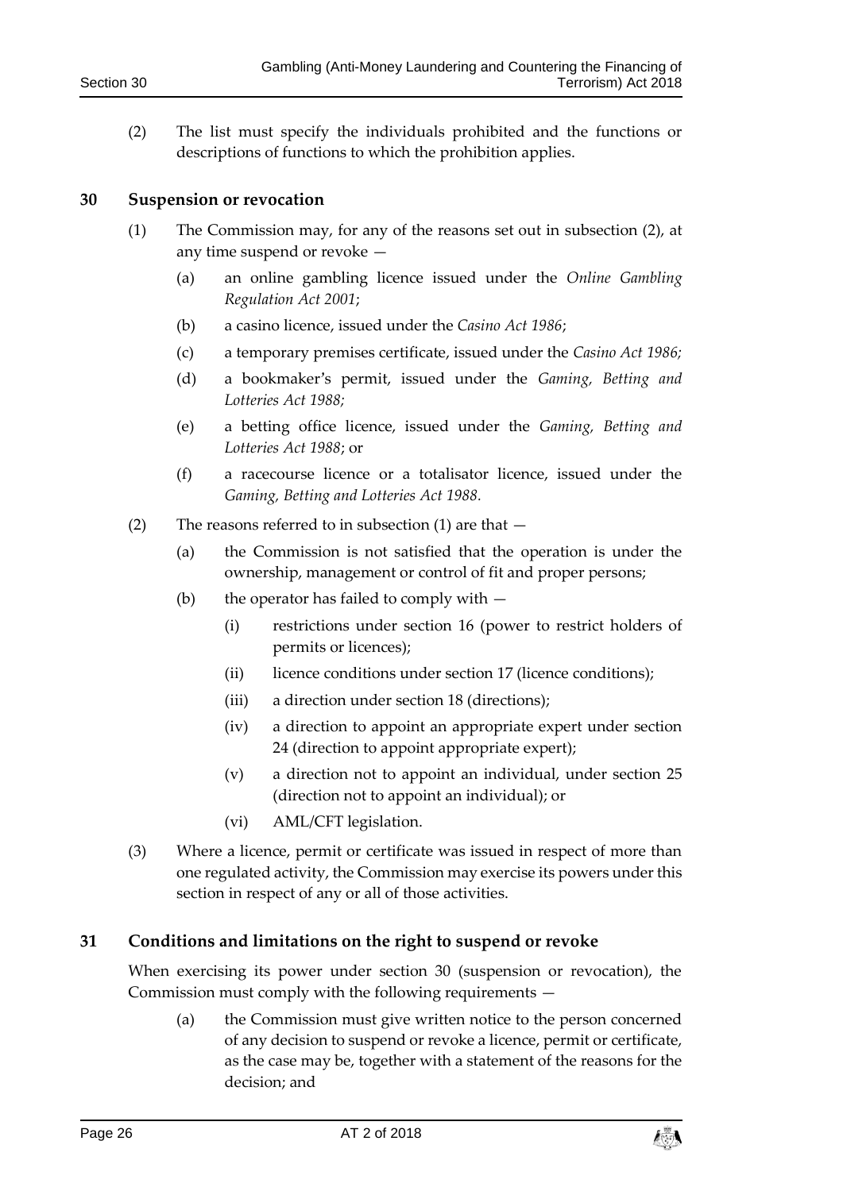(2) The list must specify the individuals prohibited and the functions or descriptions of functions to which the prohibition applies.

## 30 Suspension or revocation

(1) The Commission may, for any of the reasons set out in subsection (2), at any time suspend or revoke —

(a) an online gambling licence issued under the *Online Gambling Regulation Act 2001*;

(b) a casino licence, issued under the *Casino Act 1986*;

(c) a temporary premises certificate, issued under the *Casino Act 1986;*

(d) a bookmaker's permit, issued under the *Gaming, Betting and Lotteries Act 1988;*

(e) a betting office licence, issued under the *Gaming, Betting and Lotteries Act 1988*; or

(f) a racecourse licence or a totalisator licence, issued under the *Gaming, Betting and Lotteries Act 1988*.

(2) The reasons referred to in subsection (1) are that —

(a) the Commission is not satisfied that the operation is under the ownership, management or control of fit and proper persons;

(b) the operator has failed to comply with —

(i) restrictions under section 16 (power to restrict holders of permits or licences);

(ii) licence conditions under section 17 (licence conditions);

(iii) a direction under section 18 (directions);

(iv) a direction to appoint an appropriate expert under section 24 (direction to appoint appropriate expert);

(v) a direction not to appoint an individual, under section 25 (direction not to appoint an individual); or

(vi) AML/CFT legislation.

(3) Where a licence, permit or certificate was issued in respect of more than one regulated activity, the Commission may exercise its powers under this section in respect of any or all of those activities.

## 31 Conditions and limitations on the right to suspend or revoke

When exercising its power under section 30 (suspension or revocation), the Commission must comply with the following requirements —

(a) the Commission must give written notice to the person concerned of any decision to suspend or revoke a licence, permit or certificate, as the case may be, together with a statement of the reasons for the decision; and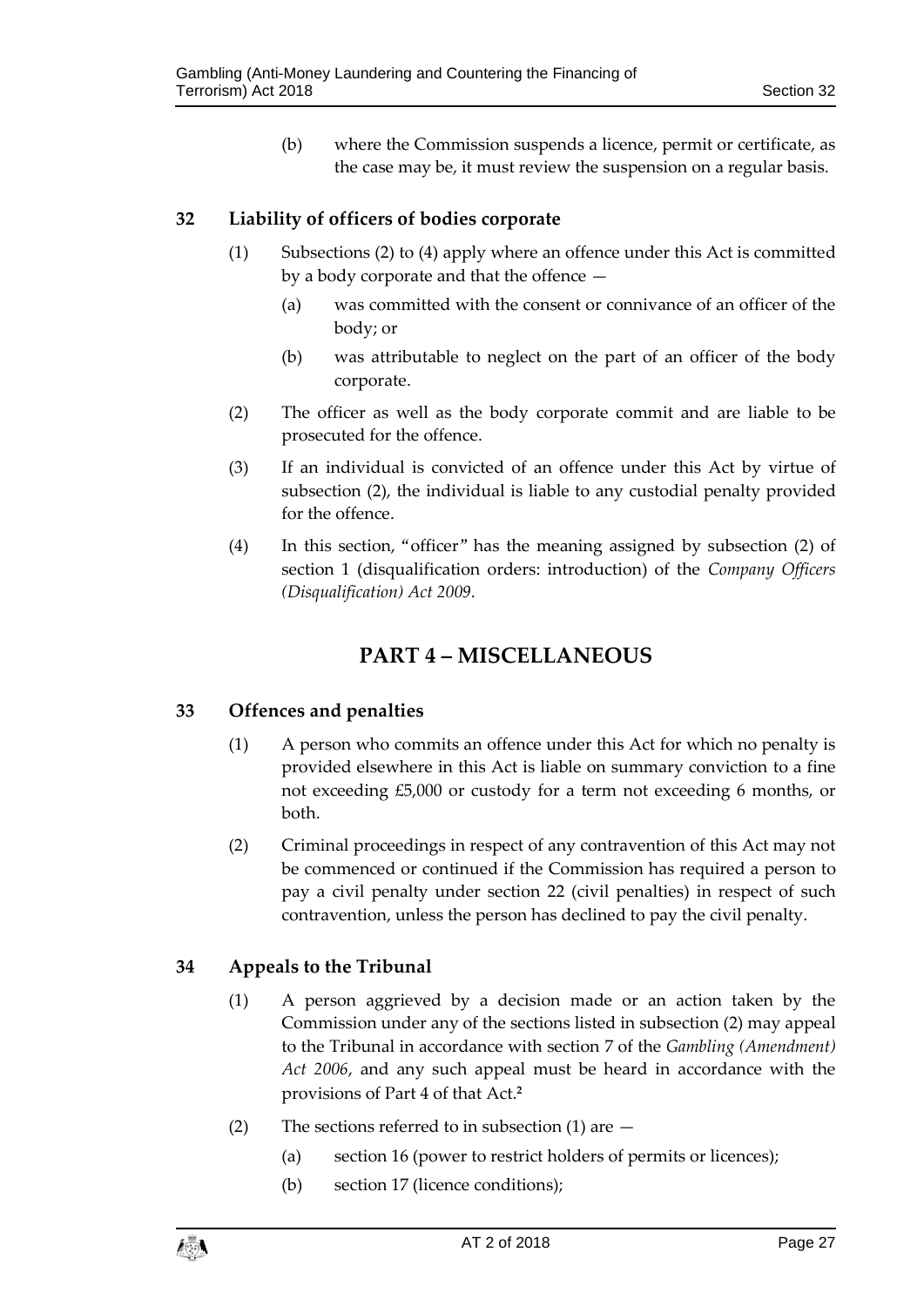(b) where the Commission suspends a licence, permit or certificate, as the case may be, it must review the suspension on a regular basis.

## 32 Liability of officers of bodies corporate

(1) Subsections (2) to (4) apply where an offence under this Act is committed by a body corporate and that the offence —

(a) was committed with the consent or connivance of an officer of the body; or

(b) was attributable to neglect on the part of an officer of the body corporate.

(2) The officer as well as the body corporate commit and are liable to be prosecuted for the offence.

(3) If an individual is convicted of an offence under this Act by virtue of subsection (2), the individual is liable to any custodial penalty provided for the offence.

(4) In this section, "officer" has the meaning assigned by subsection (2) of section 1 (disqualification orders: introduction) of the *Company Officers (Disqualification) Act 2009*.

# PART 4 – MISCELLANEOUS

## 33 Offences and penalties

(1) A person who commits an offence under this Act for which no penalty is provided elsewhere in this Act is liable on summary conviction to a fine not exceeding £5,000 or custody for a term not exceeding 6 months, or both.

(2) Criminal proceedings in respect of any contravention of this Act may not be commenced or continued if the Commission has required a person to pay a civil penalty under section 22 (civil penalties) in respect of such contravention, unless the person has declined to pay the civil penalty.

## 34 Appeals to the Tribunal

(1) A person aggrieved by a decision made or an action taken by the Commission under any of the sections listed in subsection (2) may appeal to the Tribunal in accordance with section 7 of the *Gambling (Amendment) Act 2006*, and any such appeal must be heard in accordance with the provisions of Part 4 of that Act.[2]

(2) The sections referred to in subsection (1) are —

(a) section 16 (power to restrict holders of permits or licences);

(b) section 17 (licence conditions);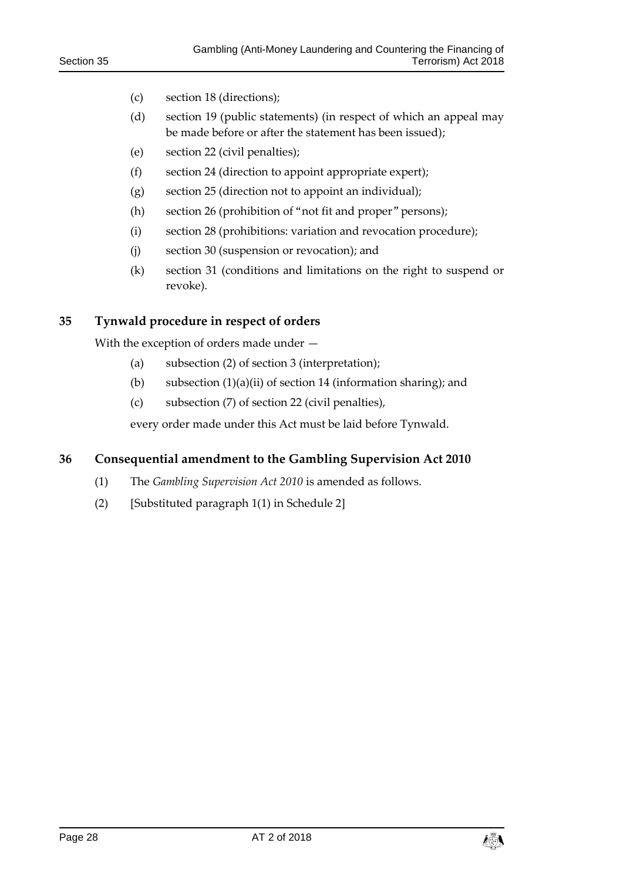(c) section 18 (directions);

(d) section 19 (public statements) (in respect of which an appeal may be made before or after the statement has been issued);

(e) section 22 (civil penalties);

(f) section 24 (direction to appoint appropriate expert);

(g) section 25 (direction not to appoint an individual);

(h) section 26 (prohibition of "not fit and proper" persons);

(i) section 28 (prohibitions: variation and revocation procedure);

(j) section 30 (suspension or revocation); and

(k) section 31 (conditions and limitations on the right to suspend or revoke).

## 35 Tynwald procedure in respect of orders

With the exception of orders made under —

(a) subsection (2) of section 3 (interpretation);

(b) subsection (1)(a)(ii) of section 14 (information sharing); and

(c) subsection (7) of section 22 (civil penalties),

every order made under this Act must be laid before Tynwald.

## 36 Consequential amendment to the Gambling Supervision Act 2010

(1) The *Gambling Supervision Act 2010* is amended as follows.

(2) [Substituted paragraph 1(1) in Schedule 2]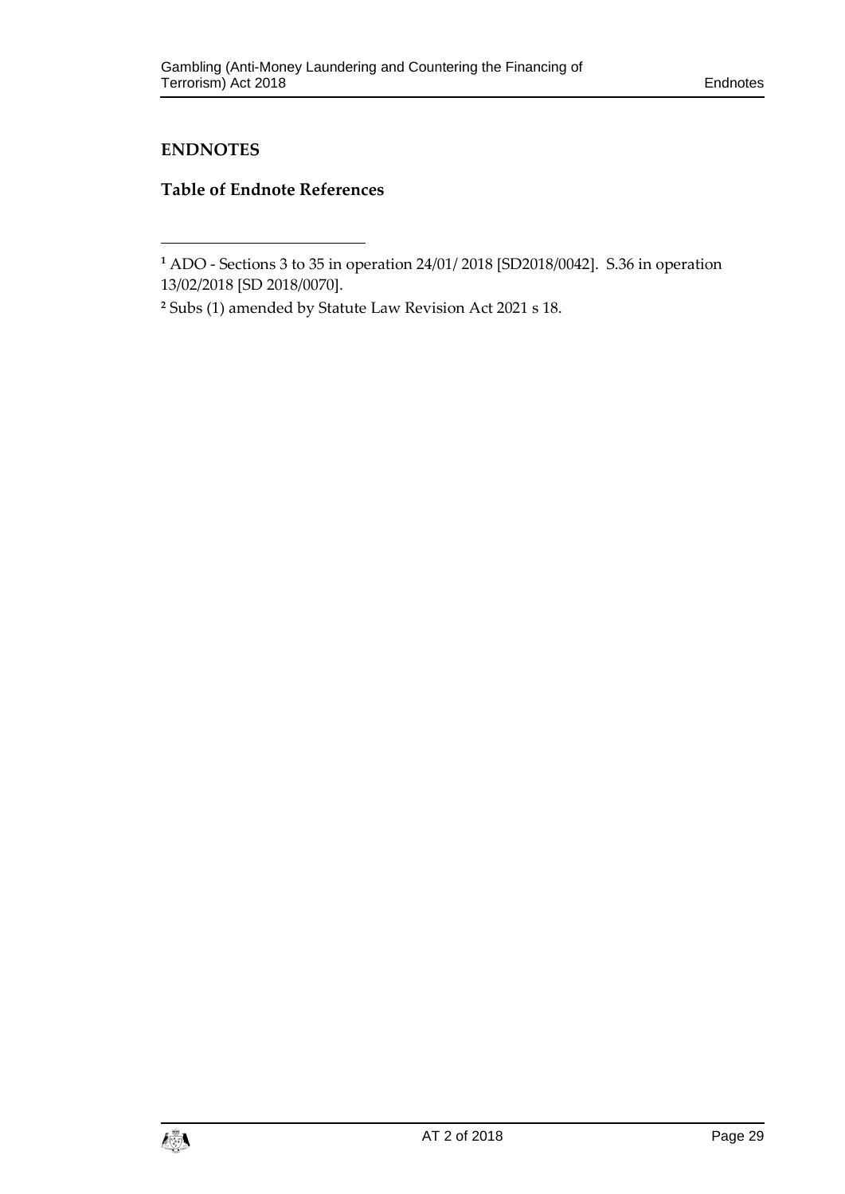## ENDNOTES

### Table of Endnote References

[1] ADO - Sections 3 to 35 in operation 24/01/ 2018 [SD2018/0042]. S.36 in operation 13/02/2018 [SD 2018/0070].

[2] Subs (1) amended by Statute Law Revision Act 2021 s 18.